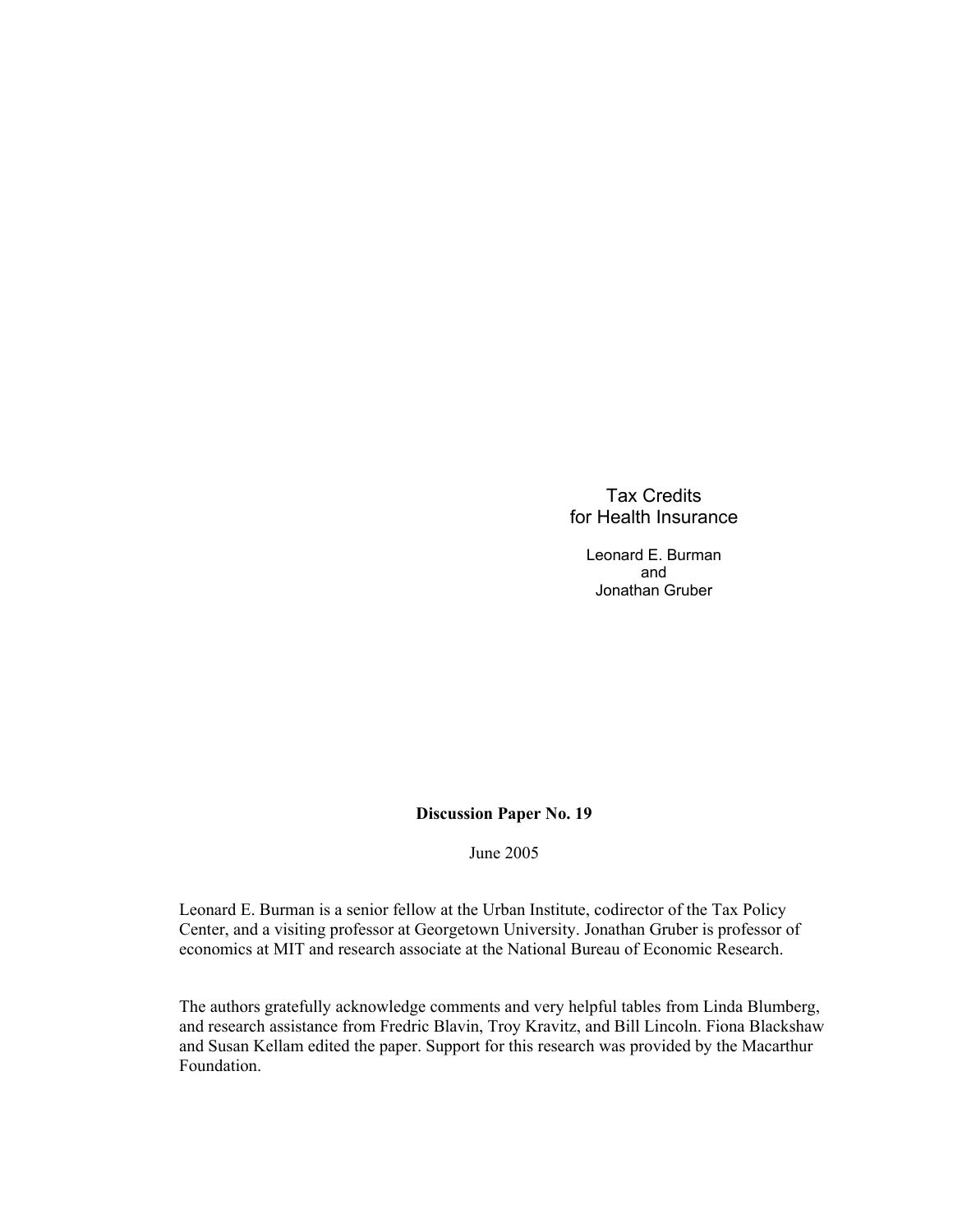# Tax Credits for Health Insurance

Leonard E. Burman
and
Jonathan Gruber

**Discussion Paper No. 19**

June 2005

Leonard E. Burman is a senior fellow at the Urban Institute, codirector of the Tax Policy Center, and a visiting professor at Georgetown University. Jonathan Gruber is professor of economics at MIT and research associate at the National Bureau of Economic Research.

The authors gratefully acknowledge comments and very helpful tables from Linda Blumberg, and research assistance from Fredric Blavin, Troy Kravitz, and Bill Lincoln. Fiona Blackshaw and Susan Kellam edited the paper. Support for this research was provided by the Macarthur Foundation.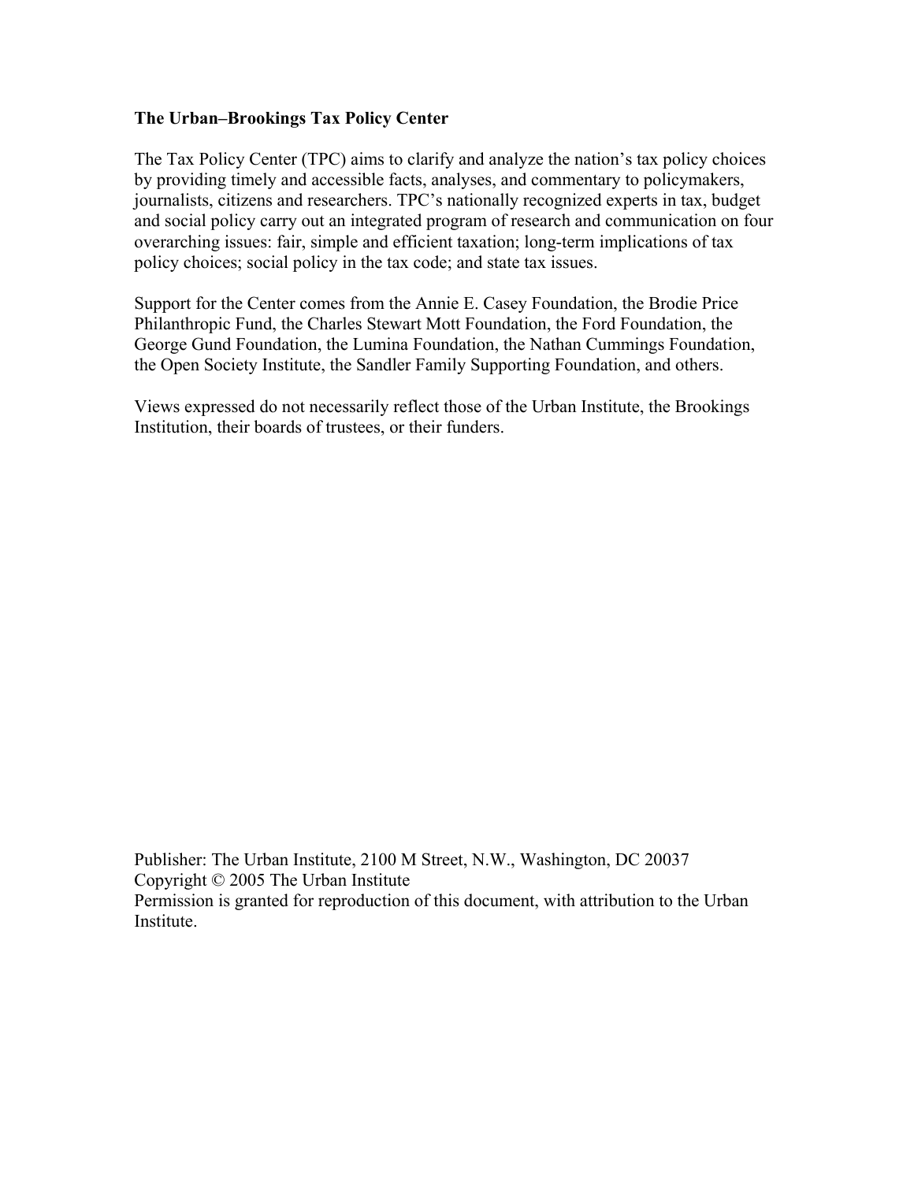**The Urban–Brookings Tax Policy Center**

The Tax Policy Center (TPC) aims to clarify and analyze the nation's tax policy choices by providing timely and accessible facts, analyses, and commentary to policymakers, journalists, citizens and researchers. TPC's nationally recognized experts in tax, budget and social policy carry out an integrated program of research and communication on four overarching issues: fair, simple and efficient taxation; long-term implications of tax policy choices; social policy in the tax code; and state tax issues.

Support for the Center comes from the Annie E. Casey Foundation, the Brodie Price Philanthropic Fund, the Charles Stewart Mott Foundation, the Ford Foundation, the George Gund Foundation, the Lumina Foundation, the Nathan Cummings Foundation, the Open Society Institute, the Sandler Family Supporting Foundation, and others.

Views expressed do not necessarily reflect those of the Urban Institute, the Brookings Institution, their boards of trustees, or their funders.

Publisher: The Urban Institute, 2100 M Street, N.W., Washington, DC 20037
Copyright © 2005 The Urban Institute
Permission is granted for reproduction of this document, with attribution to the Urban Institute.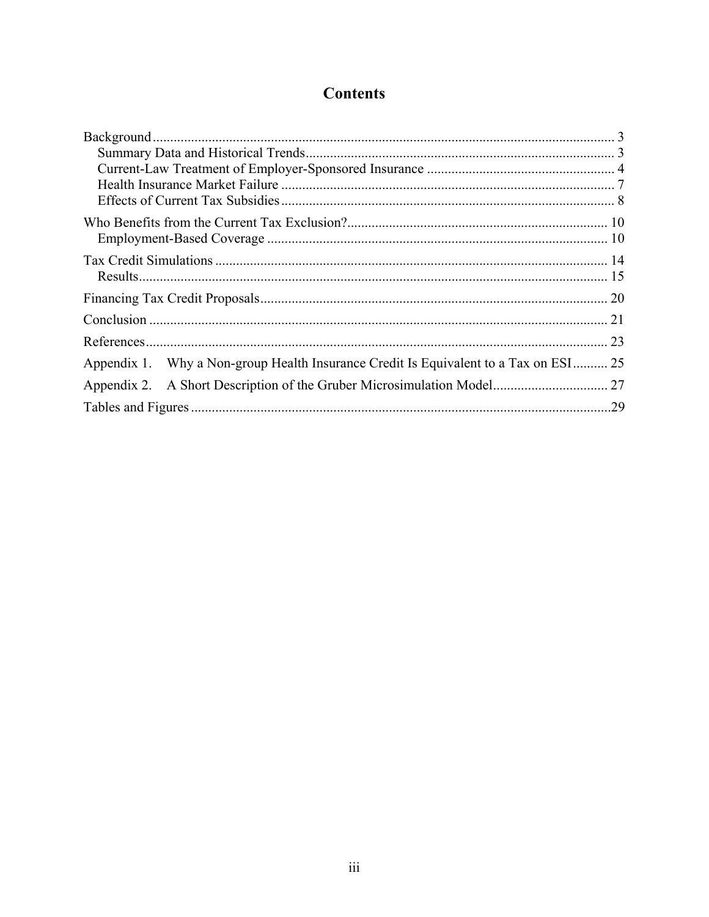# Contents

Background ... 3
- Summary Data and Historical Trends ... 3
- Current-Law Treatment of Employer-Sponsored Insurance ... 4
- Health Insurance Market Failure ... 7
- Effects of Current Tax Subsidies ... 8

Who Benefits from the Current Tax Exclusion? ... 10
- Employment-Based Coverage ... 10

Tax Credit Simulations ... 14
- Results ... 15

Financing Tax Credit Proposals ... 20

Conclusion ... 21

References ... 23

Appendix 1. Why a Non-group Health Insurance Credit Is Equivalent to a Tax on ESI ... 25

Appendix 2. A Short Description of the Gruber Microsimulation Model ... 27

Tables and Figures ... 29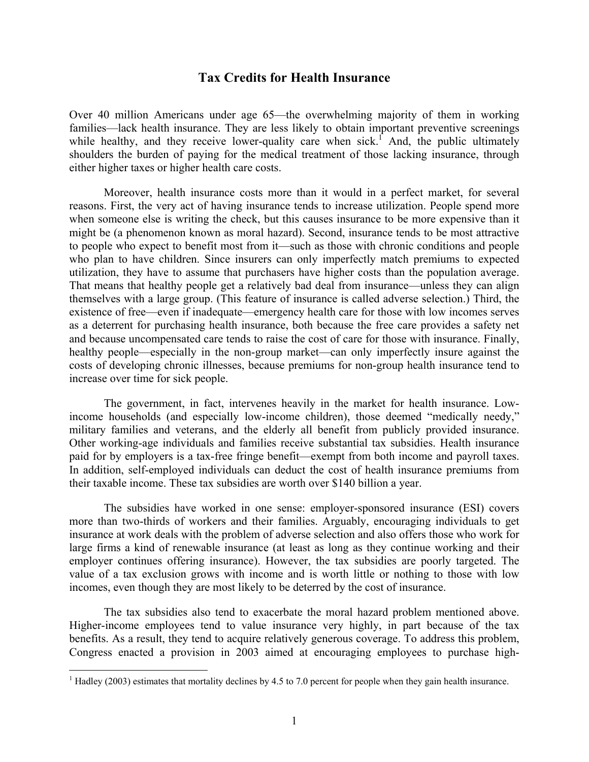# Tax Credits for Health Insurance

Over 40 million Americans under age 65—the overwhelming majority of them in working families—lack health insurance. They are less likely to obtain important preventive screenings while healthy, and they receive lower-quality care when sick.[1] And, the public ultimately shoulders the burden of paying for the medical treatment of those lacking insurance, through either higher taxes or higher health care costs.

Moreover, health insurance costs more than it would in a perfect market, for several reasons. First, the very act of having insurance tends to increase utilization. People spend more when someone else is writing the check, but this causes insurance to be more expensive than it might be (a phenomenon known as moral hazard). Second, insurance tends to be most attractive to people who expect to benefit most from it—such as those with chronic conditions and people who plan to have children. Since insurers can only imperfectly match premiums to expected utilization, they have to assume that purchasers have higher costs than the population average. That means that healthy people get a relatively bad deal from insurance—unless they can align themselves with a large group. (This feature of insurance is called adverse selection.) Third, the existence of free—even if inadequate—emergency health care for those with low incomes serves as a deterrent for purchasing health insurance, both because the free care provides a safety net and because uncompensated care tends to raise the cost of care for those with insurance. Finally, healthy people—especially in the non-group market—can only imperfectly insure against the costs of developing chronic illnesses, because premiums for non-group health insurance tend to increase over time for sick people.

The government, in fact, intervenes heavily in the market for health insurance. Low-income households (and especially low-income children), those deemed "medically needy," military families and veterans, and the elderly all benefit from publicly provided insurance. Other working-age individuals and families receive substantial tax subsidies. Health insurance paid for by employers is a tax-free fringe benefit—exempt from both income and payroll taxes. In addition, self-employed individuals can deduct the cost of health insurance premiums from their taxable income. These tax subsidies are worth over $140 billion a year.

The subsidies have worked in one sense: employer-sponsored insurance (ESI) covers more than two-thirds of workers and their families. Arguably, encouraging individuals to get insurance at work deals with the problem of adverse selection and also offers those who work for large firms a kind of renewable insurance (at least as long as they continue working and their employer continues offering insurance). However, the tax subsidies are poorly targeted. The value of a tax exclusion grows with income and is worth little or nothing to those with low incomes, even though they are most likely to be deterred by the cost of insurance.

The tax subsidies also tend to exacerbate the moral hazard problem mentioned above. Higher-income employees tend to value insurance very highly, in part because of the tax benefits. As a result, they tend to acquire relatively generous coverage. To address this problem, Congress enacted a provision in 2003 aimed at encouraging employees to purchase high-

[1] Hadley (2003) estimates that mortality declines by 4.5 to 7.0 percent for people when they gain health insurance.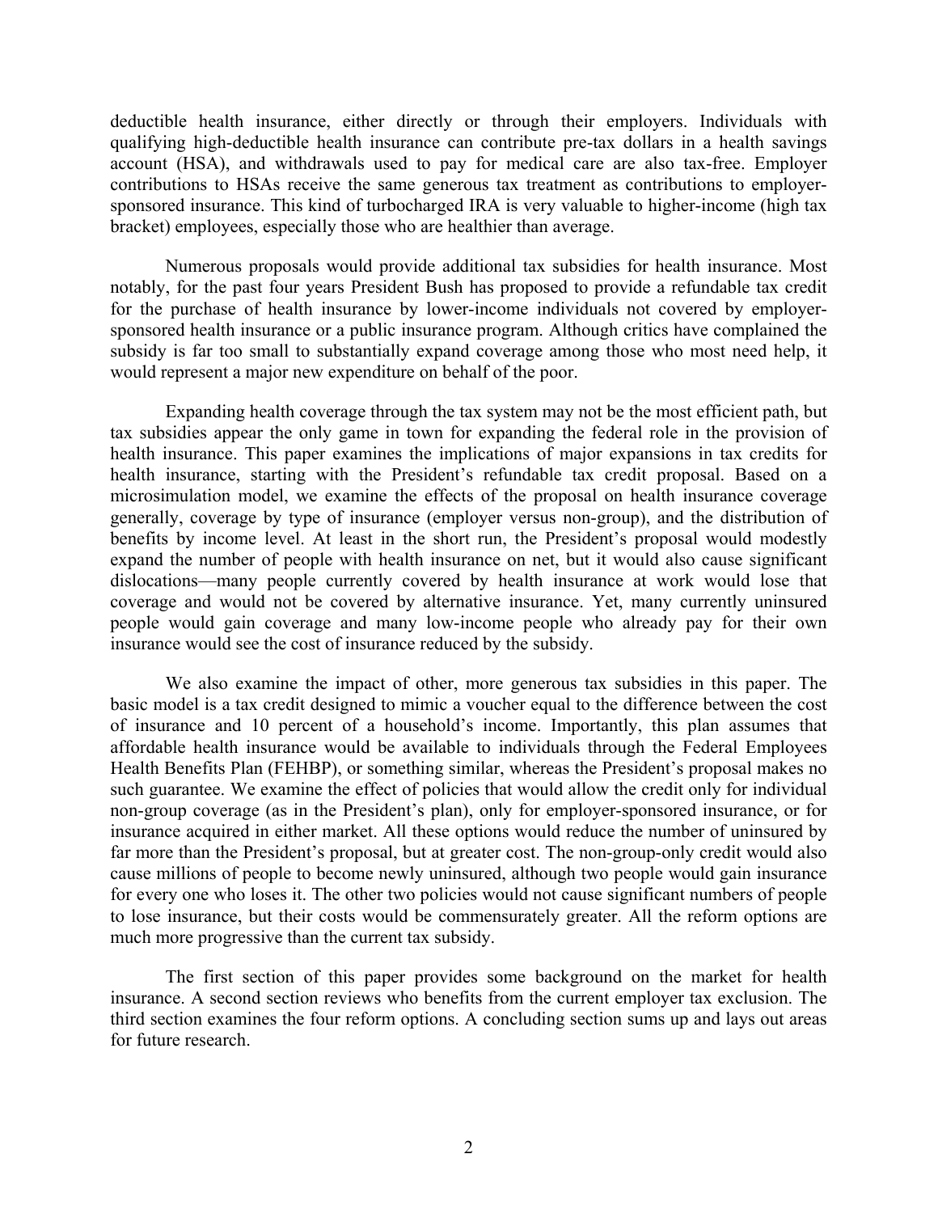deductible health insurance, either directly or through their employers. Individuals with qualifying high-deductible health insurance can contribute pre-tax dollars in a health savings account (HSA), and withdrawals used to pay for medical care are also tax-free. Employer contributions to HSAs receive the same generous tax treatment as contributions to employer-sponsored insurance. This kind of turbocharged IRA is very valuable to higher-income (high tax bracket) employees, especially those who are healthier than average.

Numerous proposals would provide additional tax subsidies for health insurance. Most notably, for the past four years President Bush has proposed to provide a refundable tax credit for the purchase of health insurance by lower-income individuals not covered by employer-sponsored health insurance or a public insurance program. Although critics have complained the subsidy is far too small to substantially expand coverage among those who most need help, it would represent a major new expenditure on behalf of the poor.

Expanding health coverage through the tax system may not be the most efficient path, but tax subsidies appear the only game in town for expanding the federal role in the provision of health insurance. This paper examines the implications of major expansions in tax credits for health insurance, starting with the President's refundable tax credit proposal. Based on a microsimulation model, we examine the effects of the proposal on health insurance coverage generally, coverage by type of insurance (employer versus non-group), and the distribution of benefits by income level. At least in the short run, the President's proposal would modestly expand the number of people with health insurance on net, but it would also cause significant dislocations—many people currently covered by health insurance at work would lose that coverage and would not be covered by alternative insurance. Yet, many currently uninsured people would gain coverage and many low-income people who already pay for their own insurance would see the cost of insurance reduced by the subsidy.

We also examine the impact of other, more generous tax subsidies in this paper. The basic model is a tax credit designed to mimic a voucher equal to the difference between the cost of insurance and 10 percent of a household's income. Importantly, this plan assumes that affordable health insurance would be available to individuals through the Federal Employees Health Benefits Plan (FEHBP), or something similar, whereas the President's proposal makes no such guarantee. We examine the effect of policies that would allow the credit only for individual non-group coverage (as in the President's plan), only for employer-sponsored insurance, or for insurance acquired in either market. All these options would reduce the number of uninsured by far more than the President's proposal, but at greater cost. The non-group-only credit would also cause millions of people to become newly uninsured, although two people would gain insurance for every one who loses it. The other two policies would not cause significant numbers of people to lose insurance, but their costs would be commensurately greater. All the reform options are much more progressive than the current tax subsidy.

The first section of this paper provides some background on the market for health insurance. A second section reviews who benefits from the current employer tax exclusion. The third section examines the four reform options. A concluding section sums up and lays out areas for future research.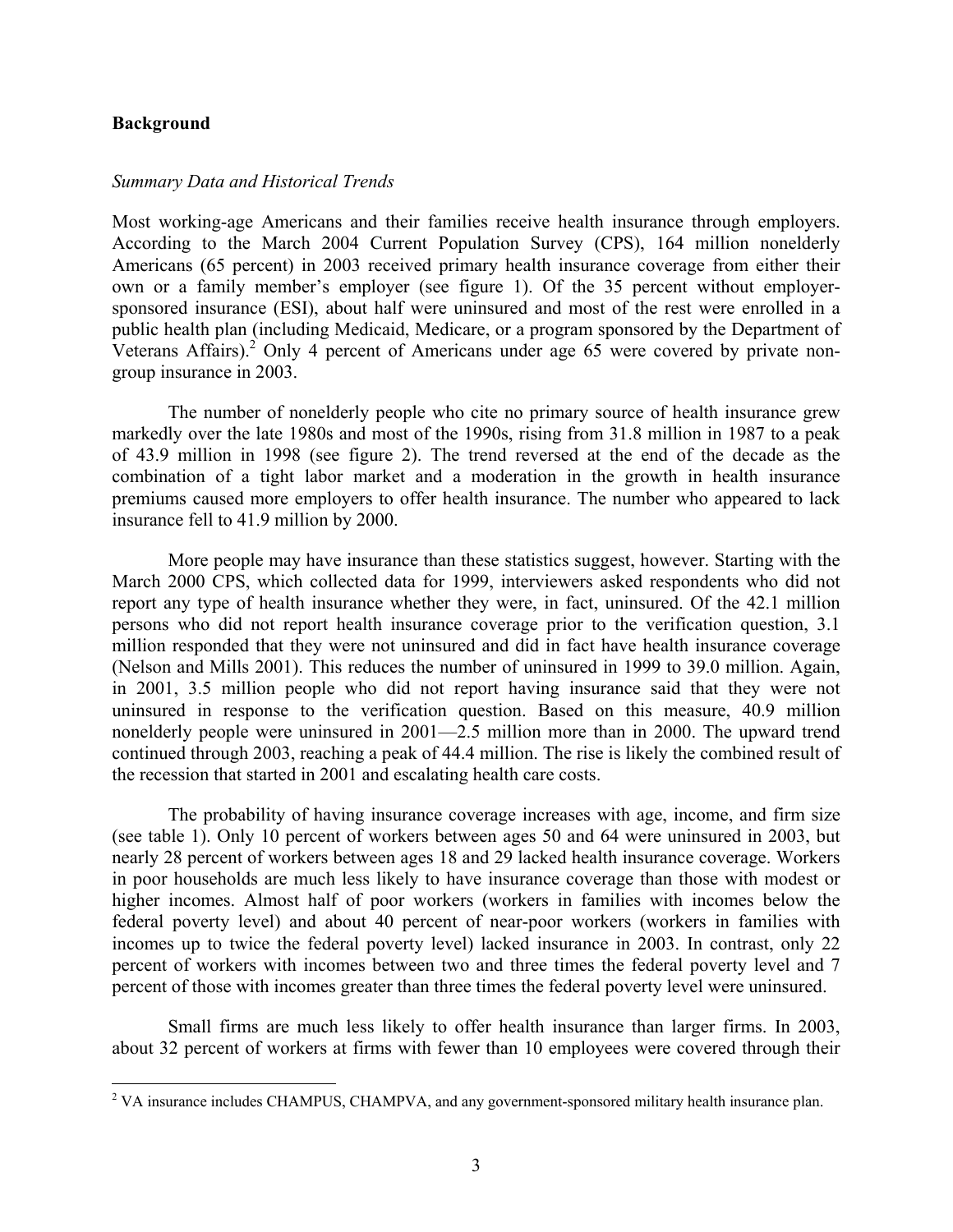## Background

### *Summary Data and Historical Trends*

Most working-age Americans and their families receive health insurance through employers. According to the March 2004 Current Population Survey (CPS), 164 million nonelderly Americans (65 percent) in 2003 received primary health insurance coverage from either their own or a family member's employer (see figure 1). Of the 35 percent without employer-sponsored insurance (ESI), about half were uninsured and most of the rest were enrolled in a public health plan (including Medicaid, Medicare, or a program sponsored by the Department of Veterans Affairs).[2] Only 4 percent of Americans under age 65 were covered by private non-group insurance in 2003.

The number of nonelderly people who cite no primary source of health insurance grew markedly over the late 1980s and most of the 1990s, rising from 31.8 million in 1987 to a peak of 43.9 million in 1998 (see figure 2). The trend reversed at the end of the decade as the combination of a tight labor market and a moderation in the growth in health insurance premiums caused more employers to offer health insurance. The number who appeared to lack insurance fell to 41.9 million by 2000.

More people may have insurance than these statistics suggest, however. Starting with the March 2000 CPS, which collected data for 1999, interviewers asked respondents who did not report any type of health insurance whether they were, in fact, uninsured. Of the 42.1 million persons who did not report health insurance coverage prior to the verification question, 3.1 million responded that they were not uninsured and did in fact have health insurance coverage (Nelson and Mills 2001). This reduces the number of uninsured in 1999 to 39.0 million. Again, in 2001, 3.5 million people who did not report having insurance said that they were not uninsured in response to the verification question. Based on this measure, 40.9 million nonelderly people were uninsured in 2001—2.5 million more than in 2000. The upward trend continued through 2003, reaching a peak of 44.4 million. The rise is likely the combined result of the recession that started in 2001 and escalating health care costs.

The probability of having insurance coverage increases with age, income, and firm size (see table 1). Only 10 percent of workers between ages 50 and 64 were uninsured in 2003, but nearly 28 percent of workers between ages 18 and 29 lacked health insurance coverage. Workers in poor households are much less likely to have insurance coverage than those with modest or higher incomes. Almost half of poor workers (workers in families with incomes below the federal poverty level) and about 40 percent of near-poor workers (workers in families with incomes up to twice the federal poverty level) lacked insurance in 2003. In contrast, only 22 percent of workers with incomes between two and three times the federal poverty level and 7 percent of those with incomes greater than three times the federal poverty level were uninsured.

Small firms are much less likely to offer health insurance than larger firms. In 2003, about 32 percent of workers at firms with fewer than 10 employees were covered through their

[2] VA insurance includes CHAMPUS, CHAMPVA, and any government-sponsored military health insurance plan.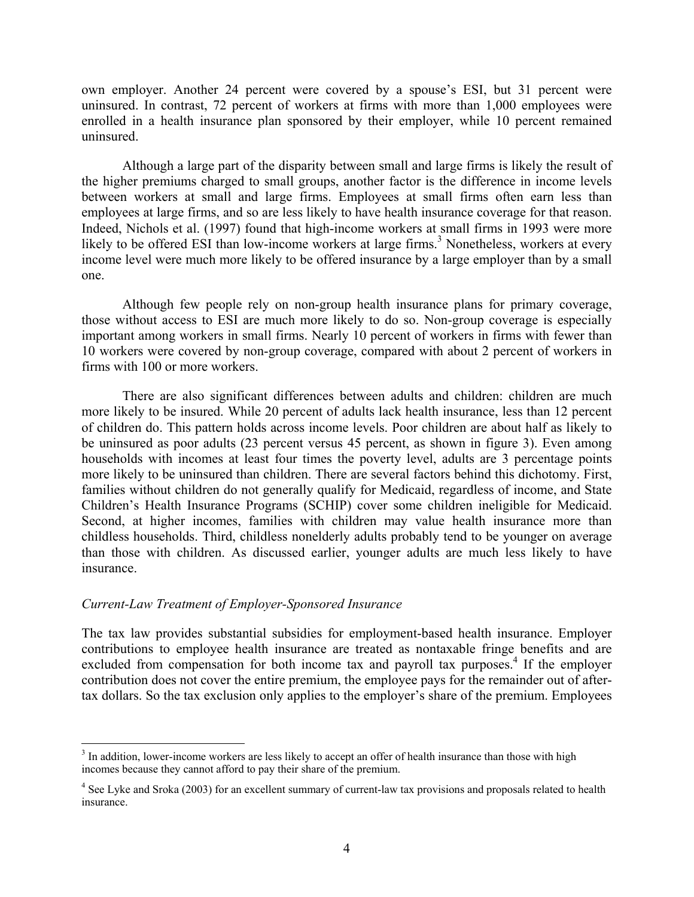own employer. Another 24 percent were covered by a spouse's ESI, but 31 percent were uninsured. In contrast, 72 percent of workers at firms with more than 1,000 employees were enrolled in a health insurance plan sponsored by their employer, while 10 percent remained uninsured.

Although a large part of the disparity between small and large firms is likely the result of the higher premiums charged to small groups, another factor is the difference in income levels between workers at small and large firms. Employees at small firms often earn less than employees at large firms, and so are less likely to have health insurance coverage for that reason. Indeed, Nichols et al. (1997) found that high-income workers at small firms in 1993 were more likely to be offered ESI than low-income workers at large firms.[3] Nonetheless, workers at every income level were much more likely to be offered insurance by a large employer than by a small one.

Although few people rely on non-group health insurance plans for primary coverage, those without access to ESI are much more likely to do so. Non-group coverage is especially important among workers in small firms. Nearly 10 percent of workers in firms with fewer than 10 workers were covered by non-group coverage, compared with about 2 percent of workers in firms with 100 or more workers.

There are also significant differences between adults and children: children are much more likely to be insured. While 20 percent of adults lack health insurance, less than 12 percent of children do. This pattern holds across income levels. Poor children are about half as likely to be uninsured as poor adults (23 percent versus 45 percent, as shown in figure 3). Even among households with incomes at least four times the poverty level, adults are 3 percentage points more likely to be uninsured than children. There are several factors behind this dichotomy. First, families without children do not generally qualify for Medicaid, regardless of income, and State Children's Health Insurance Programs (SCHIP) cover some children ineligible for Medicaid. Second, at higher incomes, families with children may value health insurance more than childless households. Third, childless nonelderly adults probably tend to be younger on average than those with children. As discussed earlier, younger adults are much less likely to have insurance.

*Current-Law Treatment of Employer-Sponsored Insurance*

The tax law provides substantial subsidies for employment-based health insurance. Employer contributions to employee health insurance are treated as nontaxable fringe benefits and are excluded from compensation for both income tax and payroll tax purposes.[4] If the employer contribution does not cover the entire premium, the employee pays for the remainder out of after-tax dollars. So the tax exclusion only applies to the employer's share of the premium. Employees

[3] In addition, lower-income workers are less likely to accept an offer of health insurance than those with high incomes because they cannot afford to pay their share of the premium.

[4] See Lyke and Sroka (2003) for an excellent summary of current-law tax provisions and proposals related to health insurance.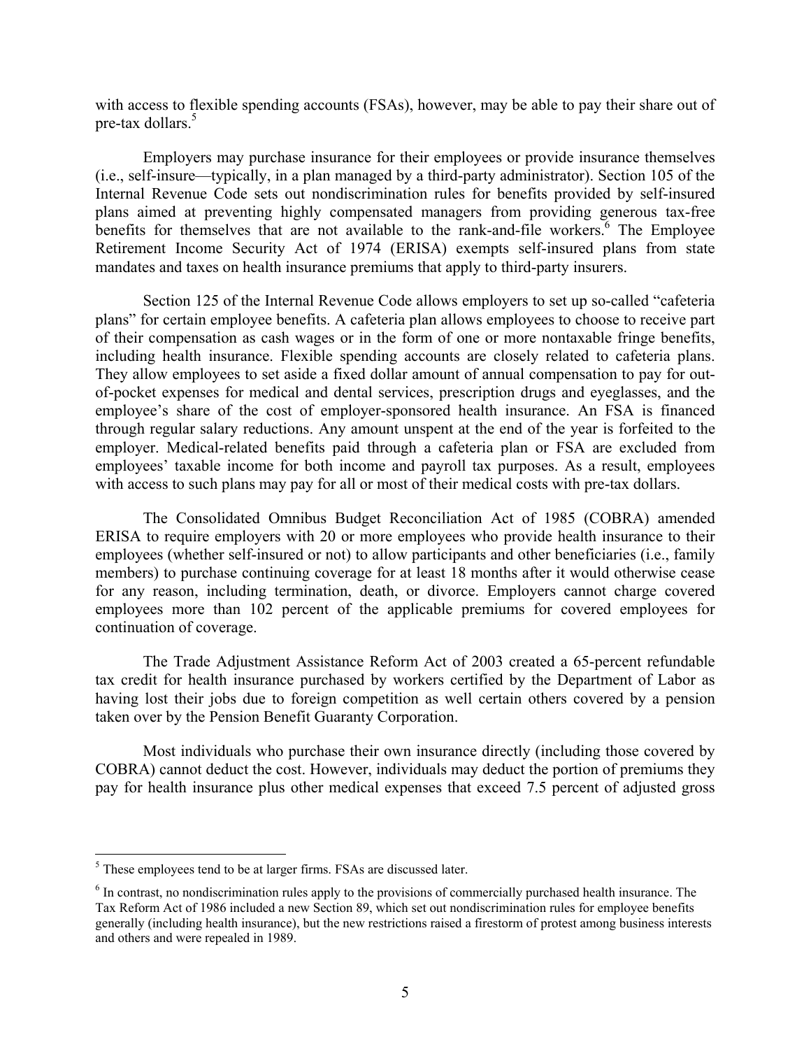with access to flexible spending accounts (FSAs), however, may be able to pay their share out of pre-tax dollars.[5]

Employers may purchase insurance for their employees or provide insurance themselves (i.e., self-insure—typically, in a plan managed by a third-party administrator). Section 105 of the Internal Revenue Code sets out nondiscrimination rules for benefits provided by self-insured plans aimed at preventing highly compensated managers from providing generous tax-free benefits for themselves that are not available to the rank-and-file workers.[6] The Employee Retirement Income Security Act of 1974 (ERISA) exempts self-insured plans from state mandates and taxes on health insurance premiums that apply to third-party insurers.

Section 125 of the Internal Revenue Code allows employers to set up so-called "cafeteria plans" for certain employee benefits. A cafeteria plan allows employees to choose to receive part of their compensation as cash wages or in the form of one or more nontaxable fringe benefits, including health insurance. Flexible spending accounts are closely related to cafeteria plans. They allow employees to set aside a fixed dollar amount of annual compensation to pay for out-of-pocket expenses for medical and dental services, prescription drugs and eyeglasses, and the employee's share of the cost of employer-sponsored health insurance. An FSA is financed through regular salary reductions. Any amount unspent at the end of the year is forfeited to the employer. Medical-related benefits paid through a cafeteria plan or FSA are excluded from employees' taxable income for both income and payroll tax purposes. As a result, employees with access to such plans may pay for all or most of their medical costs with pre-tax dollars.

The Consolidated Omnibus Budget Reconciliation Act of 1985 (COBRA) amended ERISA to require employers with 20 or more employees who provide health insurance to their employees (whether self-insured or not) to allow participants and other beneficiaries (i.e., family members) to purchase continuing coverage for at least 18 months after it would otherwise cease for any reason, including termination, death, or divorce. Employers cannot charge covered employees more than 102 percent of the applicable premiums for covered employees for continuation of coverage.

The Trade Adjustment Assistance Reform Act of 2003 created a 65-percent refundable tax credit for health insurance purchased by workers certified by the Department of Labor as having lost their jobs due to foreign competition as well certain others covered by a pension taken over by the Pension Benefit Guaranty Corporation.

Most individuals who purchase their own insurance directly (including those covered by COBRA) cannot deduct the cost. However, individuals may deduct the portion of premiums they pay for health insurance plus other medical expenses that exceed 7.5 percent of adjusted gross

---

[5] These employees tend to be at larger firms. FSAs are discussed later.

[6] In contrast, no nondiscrimination rules apply to the provisions of commercially purchased health insurance. The Tax Reform Act of 1986 included a new Section 89, which set out nondiscrimination rules for employee benefits generally (including health insurance), but the new restrictions raised a firestorm of protest among business interests and others and were repealed in 1989.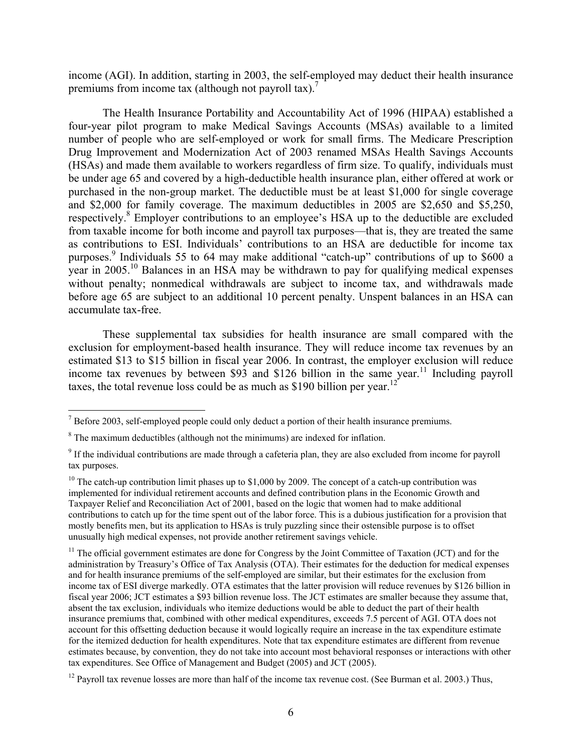income (AGI). In addition, starting in 2003, the self-employed may deduct their health insurance premiums from income tax (although not payroll tax).[7]

The Health Insurance Portability and Accountability Act of 1996 (HIPAA) established a four-year pilot program to make Medical Savings Accounts (MSAs) available to a limited number of people who are self-employed or work for small firms. The Medicare Prescription Drug Improvement and Modernization Act of 2003 renamed MSAs Health Savings Accounts (HSAs) and made them available to workers regardless of firm size. To qualify, individuals must be under age 65 and covered by a high-deductible health insurance plan, either offered at work or purchased in the non-group market. The deductible must be at least $1,000 for single coverage and $2,000 for family coverage. The maximum deductibles in 2005 are $2,650 and $5,250, respectively.[8] Employer contributions to an employee's HSA up to the deductible are excluded from taxable income for both income and payroll tax purposes—that is, they are treated the same as contributions to ESI. Individuals' contributions to an HSA are deductible for income tax purposes.[9] Individuals 55 to 64 may make additional "catch-up" contributions of up to $600 a year in 2005.[10] Balances in an HSA may be withdrawn to pay for qualifying medical expenses without penalty; nonmedical withdrawals are subject to income tax, and withdrawals made before age 65 are subject to an additional 10 percent penalty. Unspent balances in an HSA can accumulate tax-free.

These supplemental tax subsidies for health insurance are small compared with the exclusion for employment-based health insurance. They will reduce income tax revenues by an estimated $13 to $15 billion in fiscal year 2006. In contrast, the employer exclusion will reduce income tax revenues by between $93 and $126 billion in the same year.[11] Including payroll taxes, the total revenue loss could be as much as $190 billion per year.[12]

---

[7] Before 2003, self-employed people could only deduct a portion of their health insurance premiums.

[8] The maximum deductibles (although not the minimums) are indexed for inflation.

[9] If the individual contributions are made through a cafeteria plan, they are also excluded from income for payroll tax purposes.

[10] The catch-up contribution limit phases up to $1,000 by 2009. The concept of a catch-up contribution was implemented for individual retirement accounts and defined contribution plans in the Economic Growth and Taxpayer Relief and Reconciliation Act of 2001, based on the logic that women had to make additional contributions to catch up for the time spent out of the labor force. This is a dubious justification for a provision that mostly benefits men, but its application to HSAs is truly puzzling since their ostensible purpose is to offset unusually high medical expenses, not provide another retirement savings vehicle.

[11] The official government estimates are done for Congress by the Joint Committee of Taxation (JCT) and for the administration by Treasury's Office of Tax Analysis (OTA). Their estimates for the deduction for medical expenses and for health insurance premiums of the self-employed are similar, but their estimates for the exclusion from income tax of ESI diverge markedly. OTA estimates that the latter provision will reduce revenues by $126 billion in fiscal year 2006; JCT estimates a $93 billion revenue loss. The JCT estimates are smaller because they assume that, absent the tax exclusion, individuals who itemize deductions would be able to deduct the part of their health insurance premiums that, combined with other medical expenditures, exceeds 7.5 percent of AGI. OTA does not account for this offsetting deduction because it would logically require an increase in the tax expenditure estimate for the itemized deduction for health expenditures. Note that tax expenditure estimates are different from revenue estimates because, by convention, they do not take into account most behavioral responses or interactions with other tax expenditures. See Office of Management and Budget (2005) and JCT (2005).

[12] Payroll tax revenue losses are more than half of the income tax revenue cost. (See Burman et al. 2003.) Thus,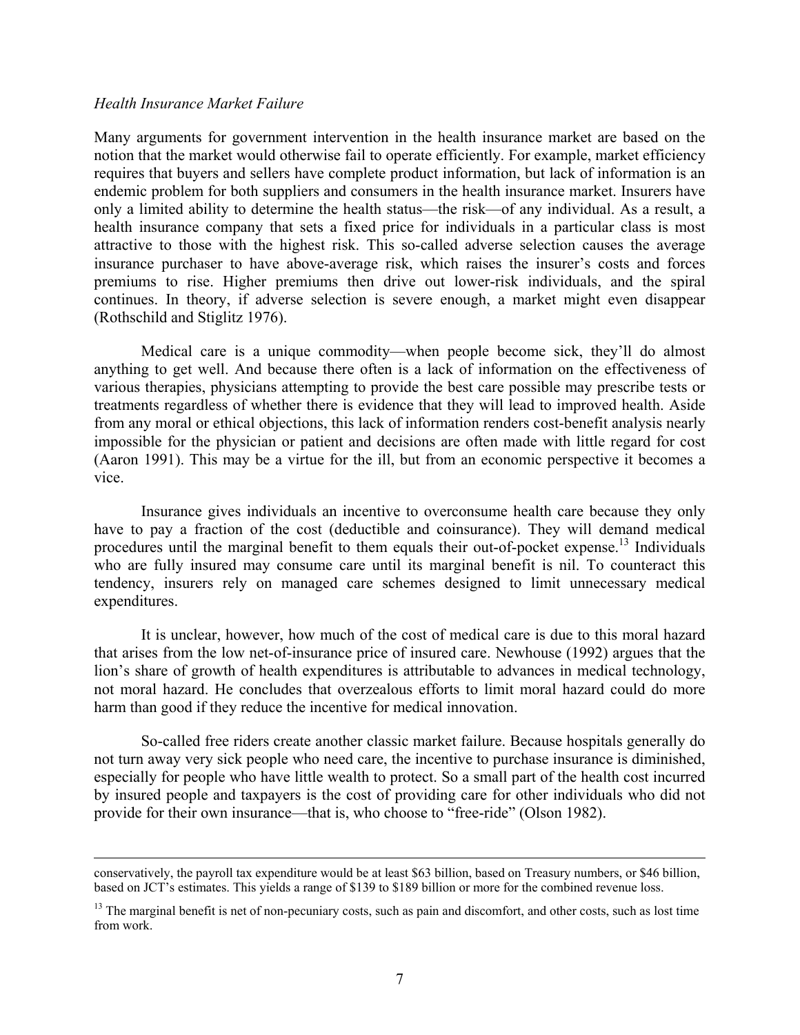*Health Insurance Market Failure*

Many arguments for government intervention in the health insurance market are based on the notion that the market would otherwise fail to operate efficiently. For example, market efficiency requires that buyers and sellers have complete product information, but lack of information is an endemic problem for both suppliers and consumers in the health insurance market. Insurers have only a limited ability to determine the health status—the risk—of any individual. As a result, a health insurance company that sets a fixed price for individuals in a particular class is most attractive to those with the highest risk. This so-called adverse selection causes the average insurance purchaser to have above-average risk, which raises the insurer's costs and forces premiums to rise. Higher premiums then drive out lower-risk individuals, and the spiral continues. In theory, if adverse selection is severe enough, a market might even disappear (Rothschild and Stiglitz 1976).

Medical care is a unique commodity—when people become sick, they'll do almost anything to get well. And because there often is a lack of information on the effectiveness of various therapies, physicians attempting to provide the best care possible may prescribe tests or treatments regardless of whether there is evidence that they will lead to improved health. Aside from any moral or ethical objections, this lack of information renders cost-benefit analysis nearly impossible for the physician or patient and decisions are often made with little regard for cost (Aaron 1991). This may be a virtue for the ill, but from an economic perspective it becomes a vice.

Insurance gives individuals an incentive to overconsume health care because they only have to pay a fraction of the cost (deductible and coinsurance). They will demand medical procedures until the marginal benefit to them equals their out-of-pocket expense.[13] Individuals who are fully insured may consume care until its marginal benefit is nil. To counteract this tendency, insurers rely on managed care schemes designed to limit unnecessary medical expenditures.

It is unclear, however, how much of the cost of medical care is due to this moral hazard that arises from the low net-of-insurance price of insured care. Newhouse (1992) argues that the lion's share of growth of health expenditures is attributable to advances in medical technology, not moral hazard. He concludes that overzealous efforts to limit moral hazard could do more harm than good if they reduce the incentive for medical innovation.

So-called free riders create another classic market failure. Because hospitals generally do not turn away very sick people who need care, the incentive to purchase insurance is diminished, especially for people who have little wealth to protect. So a small part of the health cost incurred by insured people and taxpayers is the cost of providing care for other individuals who did not provide for their own insurance—that is, who choose to "free-ride" (Olson 1982).

---

conservatively, the payroll tax expenditure would be at least $63 billion, based on Treasury numbers, or $46 billion, based on JCT's estimates. This yields a range of $139 to $189 billion or more for the combined revenue loss.

[13] The marginal benefit is net of non-pecuniary costs, such as pain and discomfort, and other costs, such as lost time from work.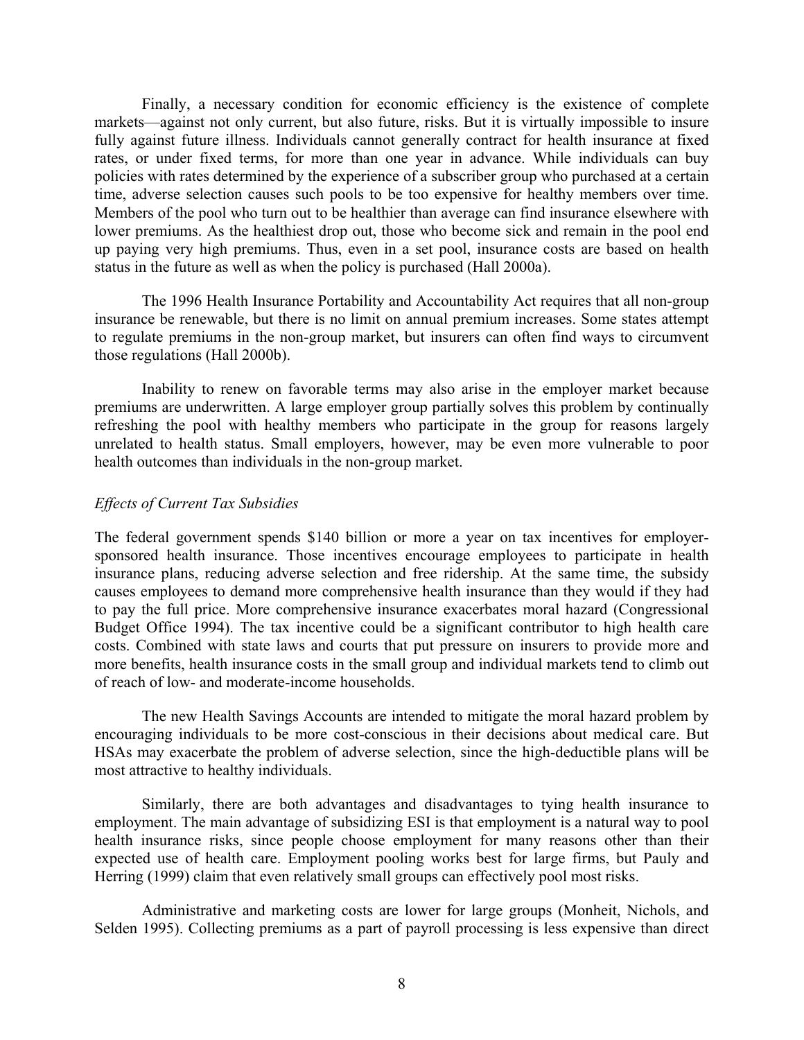Finally, a necessary condition for economic efficiency is the existence of complete markets—against not only current, but also future, risks. But it is virtually impossible to insure fully against future illness. Individuals cannot generally contract for health insurance at fixed rates, or under fixed terms, for more than one year in advance. While individuals can buy policies with rates determined by the experience of a subscriber group who purchased at a certain time, adverse selection causes such pools to be too expensive for healthy members over time. Members of the pool who turn out to be healthier than average can find insurance elsewhere with lower premiums. As the healthiest drop out, those who become sick and remain in the pool end up paying very high premiums. Thus, even in a set pool, insurance costs are based on health status in the future as well as when the policy is purchased (Hall 2000a).

The 1996 Health Insurance Portability and Accountability Act requires that all non-group insurance be renewable, but there is no limit on annual premium increases. Some states attempt to regulate premiums in the non-group market, but insurers can often find ways to circumvent those regulations (Hall 2000b).

Inability to renew on favorable terms may also arise in the employer market because premiums are underwritten. A large employer group partially solves this problem by continually refreshing the pool with healthy members who participate in the group for reasons largely unrelated to health status. Small employers, however, may be even more vulnerable to poor health outcomes than individuals in the non-group market.

### *Effects of Current Tax Subsidies*

The federal government spends $140 billion or more a year on tax incentives for employer-sponsored health insurance. Those incentives encourage employees to participate in health insurance plans, reducing adverse selection and free ridership. At the same time, the subsidy causes employees to demand more comprehensive health insurance than they would if they had to pay the full price. More comprehensive insurance exacerbates moral hazard (Congressional Budget Office 1994). The tax incentive could be a significant contributor to high health care costs. Combined with state laws and courts that put pressure on insurers to provide more and more benefits, health insurance costs in the small group and individual markets tend to climb out of reach of low- and moderate-income households.

The new Health Savings Accounts are intended to mitigate the moral hazard problem by encouraging individuals to be more cost-conscious in their decisions about medical care. But HSAs may exacerbate the problem of adverse selection, since the high-deductible plans will be most attractive to healthy individuals.

Similarly, there are both advantages and disadvantages to tying health insurance to employment. The main advantage of subsidizing ESI is that employment is a natural way to pool health insurance risks, since people choose employment for many reasons other than their expected use of health care. Employment pooling works best for large firms, but Pauly and Herring (1999) claim that even relatively small groups can effectively pool most risks.

Administrative and marketing costs are lower for large groups (Monheit, Nichols, and Selden 1995). Collecting premiums as a part of payroll processing is less expensive than direct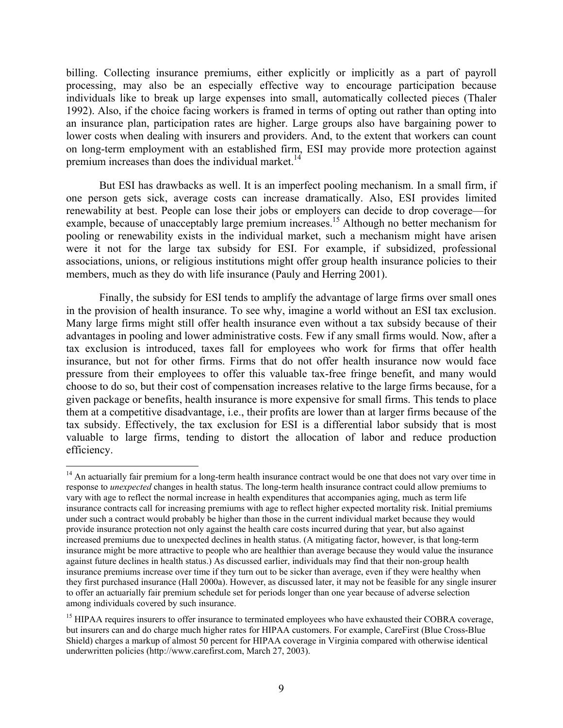billing. Collecting insurance premiums, either explicitly or implicitly as a part of payroll processing, may also be an especially effective way to encourage participation because individuals like to break up large expenses into small, automatically collected pieces (Thaler 1992). Also, if the choice facing workers is framed in terms of opting out rather than opting into an insurance plan, participation rates are higher. Large groups also have bargaining power to lower costs when dealing with insurers and providers. And, to the extent that workers can count on long-term employment with an established firm, ESI may provide more protection against premium increases than does the individual market.[14]

But ESI has drawbacks as well. It is an imperfect pooling mechanism. In a small firm, if one person gets sick, average costs can increase dramatically. Also, ESI provides limited renewability at best. People can lose their jobs or employers can decide to drop coverage—for example, because of unacceptably large premium increases.[15] Although no better mechanism for pooling or renewability exists in the individual market, such a mechanism might have arisen were it not for the large tax subsidy for ESI. For example, if subsidized, professional associations, unions, or religious institutions might offer group health insurance policies to their members, much as they do with life insurance (Pauly and Herring 2001).

Finally, the subsidy for ESI tends to amplify the advantage of large firms over small ones in the provision of health insurance. To see why, imagine a world without an ESI tax exclusion. Many large firms might still offer health insurance even without a tax subsidy because of their advantages in pooling and lower administrative costs. Few if any small firms would. Now, after a tax exclusion is introduced, taxes fall for employees who work for firms that offer health insurance, but not for other firms. Firms that do not offer health insurance now would face pressure from their employees to offer this valuable tax-free fringe benefit, and many would choose to do so, but their cost of compensation increases relative to the large firms because, for a given package or benefits, health insurance is more expensive for small firms. This tends to place them at a competitive disadvantage, i.e., their profits are lower than at larger firms because of the tax subsidy. Effectively, the tax exclusion for ESI is a differential labor subsidy that is most valuable to large firms, tending to distort the allocation of labor and reduce production efficiency.

---

[14] An actuarially fair premium for a long-term health insurance contract would be one that does not vary over time in response to *unexpected* changes in health status. The long-term health insurance contract could allow premiums to vary with age to reflect the normal increase in health expenditures that accompanies aging, much as term life insurance contracts call for increasing premiums with age to reflect higher expected mortality risk. Initial premiums under such a contract would probably be higher than those in the current individual market because they would provide insurance protection not only against the health care costs incurred during that year, but also against increased premiums due to unexpected declines in health status. (A mitigating factor, however, is that long-term insurance might be more attractive to people who are healthier than average because they would value the insurance against future declines in health status.) As discussed earlier, individuals may find that their non-group health insurance premiums increase over time if they turn out to be sicker than average, even if they were healthy when they first purchased insurance (Hall 2000a). However, as discussed later, it may not be feasible for any single insurer to offer an actuarially fair premium schedule set for periods longer than one year because of adverse selection among individuals covered by such insurance.

[15] HIPAA requires insurers to offer insurance to terminated employees who have exhausted their COBRA coverage, but insurers can and do charge much higher rates for HIPAA customers. For example, CareFirst (Blue Cross-Blue Shield) charges a markup of almost 50 percent for HIPAA coverage in Virginia compared with otherwise identical underwritten policies (http://www.carefirst.com, March 27, 2003).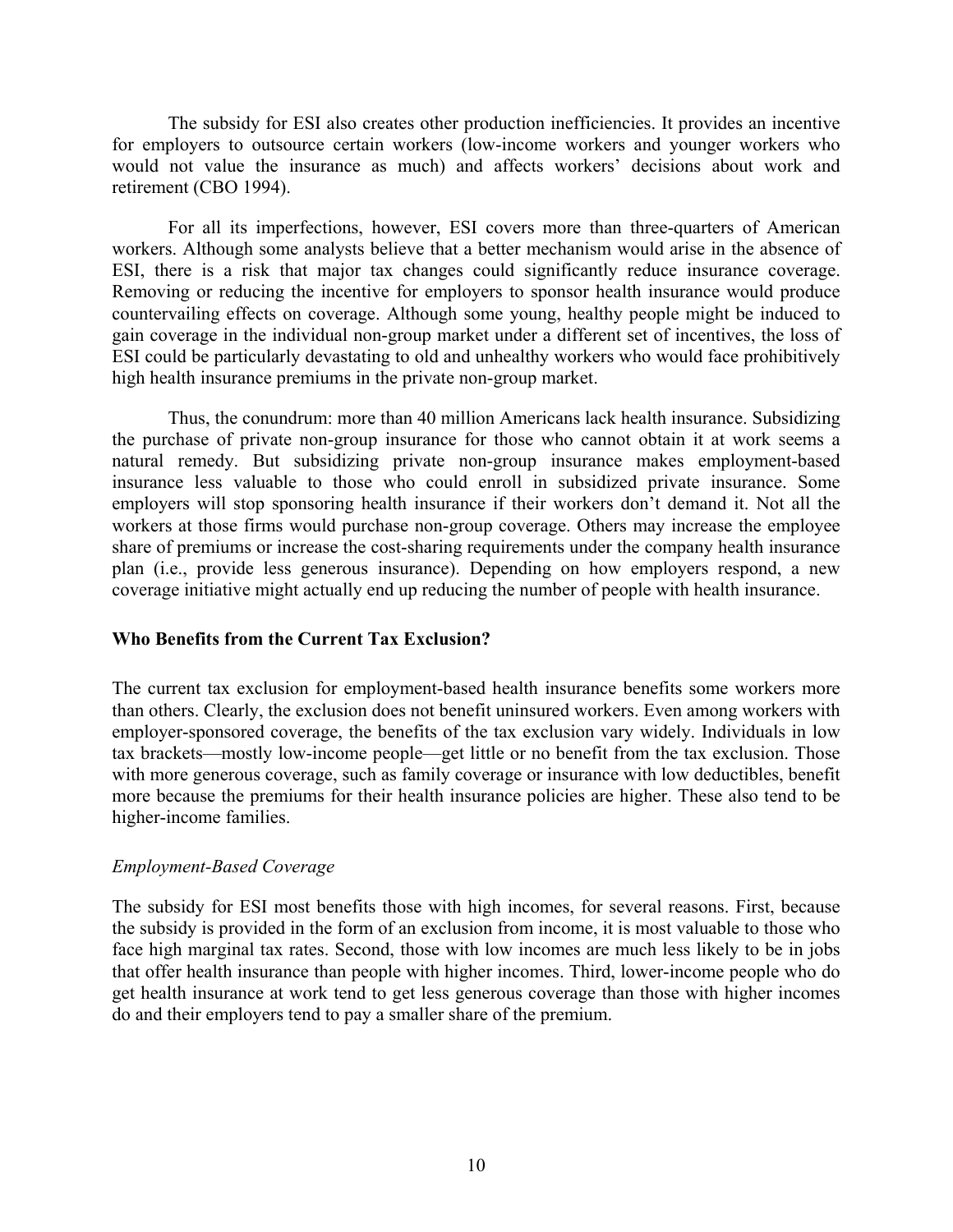The subsidy for ESI also creates other production inefficiencies. It provides an incentive for employers to outsource certain workers (low-income workers and younger workers who would not value the insurance as much) and affects workers' decisions about work and retirement (CBO 1994).

For all its imperfections, however, ESI covers more than three-quarters of American workers. Although some analysts believe that a better mechanism would arise in the absence of ESI, there is a risk that major tax changes could significantly reduce insurance coverage. Removing or reducing the incentive for employers to sponsor health insurance would produce countervailing effects on coverage. Although some young, healthy people might be induced to gain coverage in the individual non-group market under a different set of incentives, the loss of ESI could be particularly devastating to old and unhealthy workers who would face prohibitively high health insurance premiums in the private non-group market.

Thus, the conundrum: more than 40 million Americans lack health insurance. Subsidizing the purchase of private non-group insurance for those who cannot obtain it at work seems a natural remedy. But subsidizing private non-group insurance makes employment-based insurance less valuable to those who could enroll in subsidized private insurance. Some employers will stop sponsoring health insurance if their workers don't demand it. Not all the workers at those firms would purchase non-group coverage. Others may increase the employee share of premiums or increase the cost-sharing requirements under the company health insurance plan (i.e., provide less generous insurance). Depending on how employers respond, a new coverage initiative might actually end up reducing the number of people with health insurance.

### Who Benefits from the Current Tax Exclusion?

The current tax exclusion for employment-based health insurance benefits some workers more than others. Clearly, the exclusion does not benefit uninsured workers. Even among workers with employer-sponsored coverage, the benefits of the tax exclusion vary widely. Individuals in low tax brackets—mostly low-income people—get little or no benefit from the tax exclusion. Those with more generous coverage, such as family coverage or insurance with low deductibles, benefit more because the premiums for their health insurance policies are higher. These also tend to be higher-income families.

#### *Employment-Based Coverage*

The subsidy for ESI most benefits those with high incomes, for several reasons. First, because the subsidy is provided in the form of an exclusion from income, it is most valuable to those who face high marginal tax rates. Second, those with low incomes are much less likely to be in jobs that offer health insurance than people with higher incomes. Third, lower-income people who do get health insurance at work tend to get less generous coverage than those with higher incomes do and their employers tend to pay a smaller share of the premium.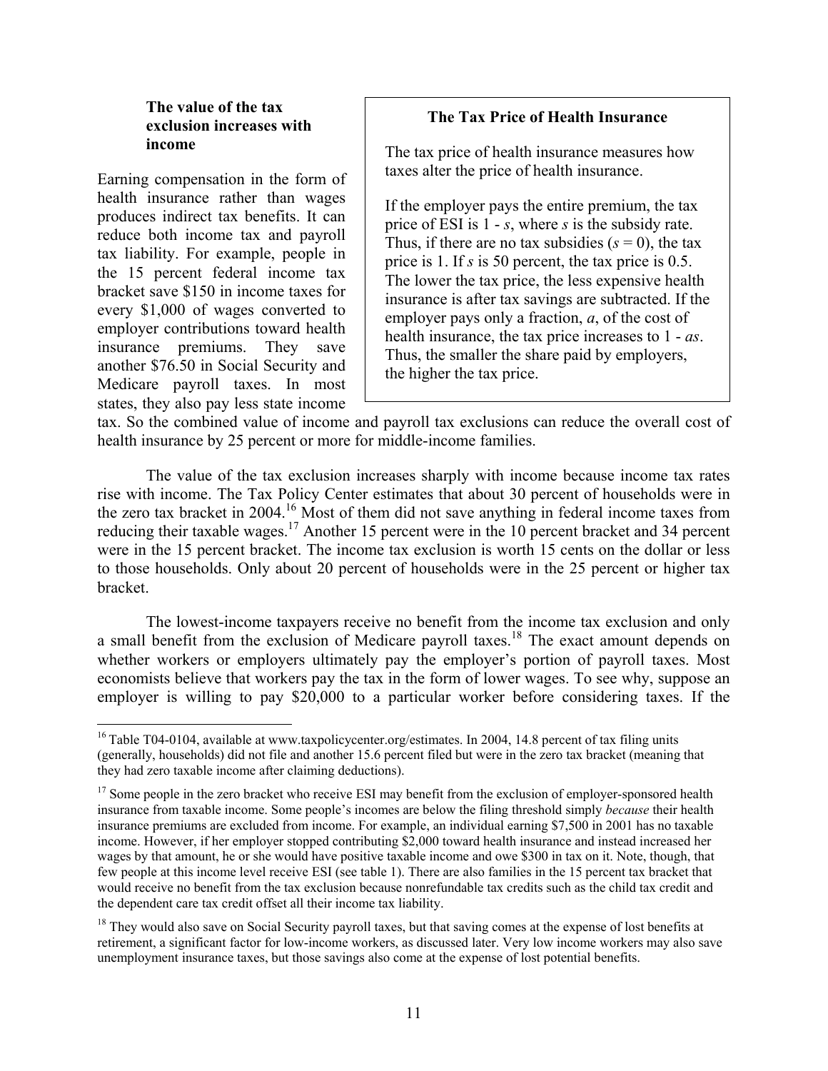### The value of the tax exclusion increases with income

> **The Tax Price of Health Insurance**
>
> The tax price of health insurance measures how taxes alter the price of health insurance.
>
> If the employer pays the entire premium, the tax price of ESI is 1 - *s*, where *s* is the subsidy rate. Thus, if there are no tax subsidies ($s = 0$), the tax price is 1. If *s* is 50 percent, the tax price is 0.5. The lower the tax price, the less expensive health insurance is after tax savings are subtracted. If the employer pays only a fraction, *a*, of the cost of health insurance, the tax price increases to 1 - *as*. Thus, the smaller the share paid by employers, the higher the tax price.

Earning compensation in the form of health insurance rather than wages produces indirect tax benefits. It can reduce both income tax and payroll tax liability. For example, people in the 15 percent federal income tax bracket save $150 in income taxes for every $1,000 of wages converted to employer contributions toward health insurance premiums. They save another $76.50 in Social Security and Medicare payroll taxes. In most states, they also pay less state income tax. So the combined value of income and payroll tax exclusions can reduce the overall cost of health insurance by 25 percent or more for middle-income families.

The value of the tax exclusion increases sharply with income because income tax rates rise with income. The Tax Policy Center estimates that about 30 percent of households were in the zero tax bracket in 2004.[16] Most of them did not save anything in federal income taxes from reducing their taxable wages.[17] Another 15 percent were in the 10 percent bracket and 34 percent were in the 15 percent bracket. The income tax exclusion is worth 15 cents on the dollar or less to those households. Only about 20 percent of households were in the 25 percent or higher tax bracket.

The lowest-income taxpayers receive no benefit from the income tax exclusion and only a small benefit from the exclusion of Medicare payroll taxes.[18] The exact amount depends on whether workers or employers ultimately pay the employer's portion of payroll taxes. Most economists believe that workers pay the tax in the form of lower wages. To see why, suppose an employer is willing to pay $20,000 to a particular worker before considering taxes. If the

---

[16] Table T04-0104, available at www.taxpolicycenter.org/estimates. In 2004, 14.8 percent of tax filing units (generally, households) did not file and another 15.6 percent filed but were in the zero tax bracket (meaning that they had zero taxable income after claiming deductions).

[17] Some people in the zero bracket who receive ESI may benefit from the exclusion of employer-sponsored health insurance from taxable income. Some people's incomes are below the filing threshold simply *because* their health insurance premiums are excluded from income. For example, an individual earning $7,500 in 2001 has no taxable income. However, if her employer stopped contributing $2,000 toward health insurance and instead increased her wages by that amount, he or she would have positive taxable income and owe $300 in tax on it. Note, though, that few people at this income level receive ESI (see table 1). There are also families in the 15 percent tax bracket that would receive no benefit from the tax exclusion because nonrefundable tax credits such as the child tax credit and the dependent care tax credit offset all their income tax liability.

[18] They would also save on Social Security payroll taxes, but that saving comes at the expense of lost benefits at retirement, a significant factor for low-income workers, as discussed later. Very low income workers may also save unemployment insurance taxes, but those savings also come at the expense of lost potential benefits.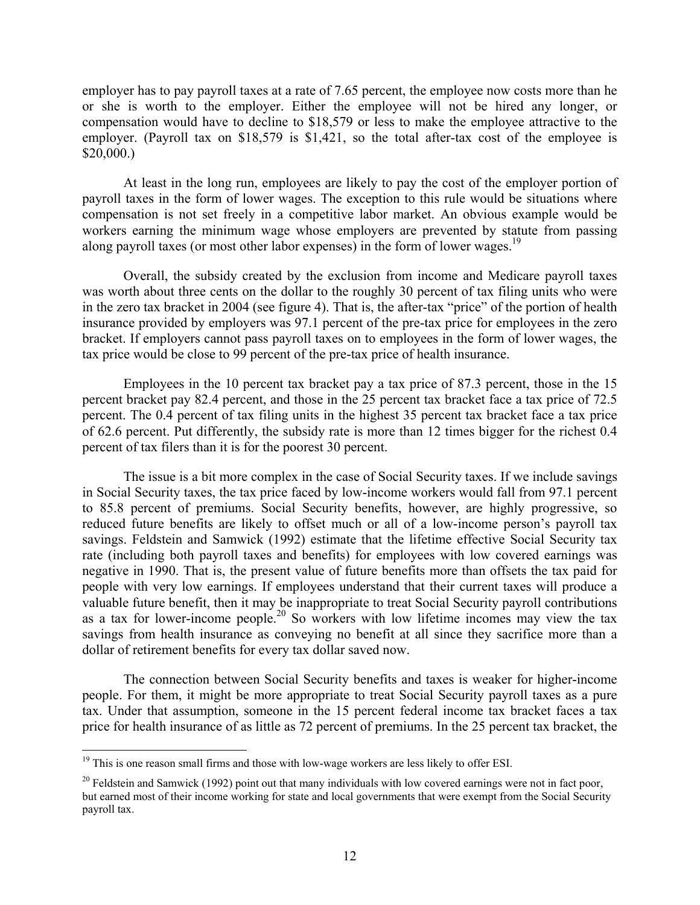employer has to pay payroll taxes at a rate of 7.65 percent, the employee now costs more than he or she is worth to the employer. Either the employee will not be hired any longer, or compensation would have to decline to $18,579 or less to make the employee attractive to the employer. (Payroll tax on $18,579 is $1,421, so the total after-tax cost of the employee is $20,000.)

At least in the long run, employees are likely to pay the cost of the employer portion of payroll taxes in the form of lower wages. The exception to this rule would be situations where compensation is not set freely in a competitive labor market. An obvious example would be workers earning the minimum wage whose employers are prevented by statute from passing along payroll taxes (or most other labor expenses) in the form of lower wages.[19]

Overall, the subsidy created by the exclusion from income and Medicare payroll taxes was worth about three cents on the dollar to the roughly 30 percent of tax filing units who were in the zero tax bracket in 2004 (see figure 4). That is, the after-tax "price" of the portion of health insurance provided by employers was 97.1 percent of the pre-tax price for employees in the zero bracket. If employers cannot pass payroll taxes on to employees in the form of lower wages, the tax price would be close to 99 percent of the pre-tax price of health insurance.

Employees in the 10 percent tax bracket pay a tax price of 87.3 percent, those in the 15 percent bracket pay 82.4 percent, and those in the 25 percent tax bracket face a tax price of 72.5 percent. The 0.4 percent of tax filing units in the highest 35 percent tax bracket face a tax price of 62.6 percent. Put differently, the subsidy rate is more than 12 times bigger for the richest 0.4 percent of tax filers than it is for the poorest 30 percent.

The issue is a bit more complex in the case of Social Security taxes. If we include savings in Social Security taxes, the tax price faced by low-income workers would fall from 97.1 percent to 85.8 percent of premiums. Social Security benefits, however, are highly progressive, so reduced future benefits are likely to offset much or all of a low-income person's payroll tax savings. Feldstein and Samwick (1992) estimate that the lifetime effective Social Security tax rate (including both payroll taxes and benefits) for employees with low covered earnings was negative in 1990. That is, the present value of future benefits more than offsets the tax paid for people with very low earnings. If employees understand that their current taxes will produce a valuable future benefit, then it may be inappropriate to treat Social Security payroll contributions as a tax for lower-income people.[20] So workers with low lifetime incomes may view the tax savings from health insurance as conveying no benefit at all since they sacrifice more than a dollar of retirement benefits for every tax dollar saved now.

The connection between Social Security benefits and taxes is weaker for higher-income people. For them, it might be more appropriate to treat Social Security payroll taxes as a pure tax. Under that assumption, someone in the 15 percent federal income tax bracket faces a tax price for health insurance of as little as 72 percent of premiums. In the 25 percent tax bracket, the

---

[19] This is one reason small firms and those with low-wage workers are less likely to offer ESI.

[20] Feldstein and Samwick (1992) point out that many individuals with low covered earnings were not in fact poor, but earned most of their income working for state and local governments that were exempt from the Social Security payroll tax.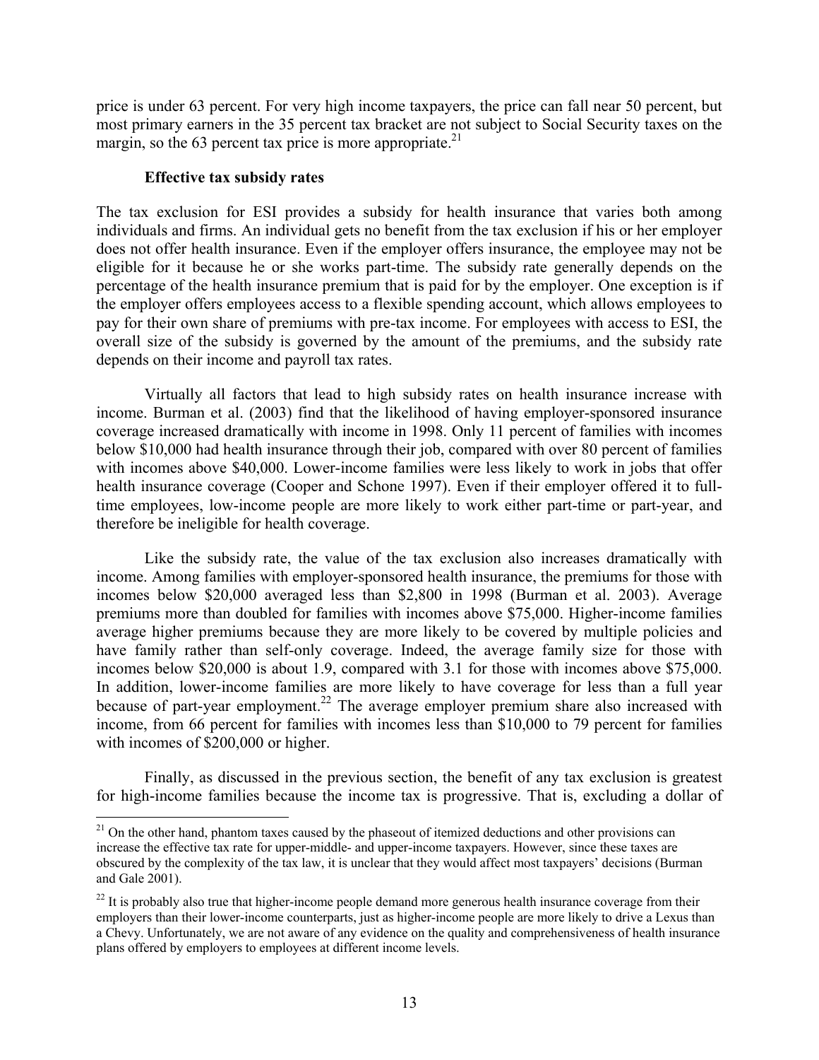price is under 63 percent. For very high income taxpayers, the price can fall near 50 percent, but most primary earners in the 35 percent tax bracket are not subject to Social Security taxes on the margin, so the 63 percent tax price is more appropriate.[21]

### Effective tax subsidy rates

The tax exclusion for ESI provides a subsidy for health insurance that varies both among individuals and firms. An individual gets no benefit from the tax exclusion if his or her employer does not offer health insurance. Even if the employer offers insurance, the employee may not be eligible for it because he or she works part-time. The subsidy rate generally depends on the percentage of the health insurance premium that is paid for by the employer. One exception is if the employer offers employees access to a flexible spending account, which allows employees to pay for their own share of premiums with pre-tax income. For employees with access to ESI, the overall size of the subsidy is governed by the amount of the premiums, and the subsidy rate depends on their income and payroll tax rates.

Virtually all factors that lead to high subsidy rates on health insurance increase with income. Burman et al. (2003) find that the likelihood of having employer-sponsored insurance coverage increased dramatically with income in 1998. Only 11 percent of families with incomes below $10,000 had health insurance through their job, compared with over 80 percent of families with incomes above $40,000. Lower-income families were less likely to work in jobs that offer health insurance coverage (Cooper and Schone 1997). Even if their employer offered it to full-time employees, low-income people are more likely to work either part-time or part-year, and therefore be ineligible for health coverage.

Like the subsidy rate, the value of the tax exclusion also increases dramatically with income. Among families with employer-sponsored health insurance, the premiums for those with incomes below $20,000 averaged less than $2,800 in 1998 (Burman et al. 2003). Average premiums more than doubled for families with incomes above $75,000. Higher-income families average higher premiums because they are more likely to be covered by multiple policies and have family rather than self-only coverage. Indeed, the average family size for those with incomes below $20,000 is about 1.9, compared with 3.1 for those with incomes above $75,000. In addition, lower-income families are more likely to have coverage for less than a full year because of part-year employment.[22] The average employer premium share also increased with income, from 66 percent for families with incomes less than $10,000 to 79 percent for families with incomes of $200,000 or higher.

Finally, as discussed in the previous section, the benefit of any tax exclusion is greatest for high-income families because the income tax is progressive. That is, excluding a dollar of

---

[21] On the other hand, phantom taxes caused by the phaseout of itemized deductions and other provisions can increase the effective tax rate for upper-middle- and upper-income taxpayers. However, since these taxes are obscured by the complexity of the tax law, it is unclear that they would affect most taxpayers' decisions (Burman and Gale 2001).

[22] It is probably also true that higher-income people demand more generous health insurance coverage from their employers than their lower-income counterparts, just as higher-income people are more likely to drive a Lexus than a Chevy. Unfortunately, we are not aware of any evidence on the quality and comprehensiveness of health insurance plans offered by employers to employees at different income levels.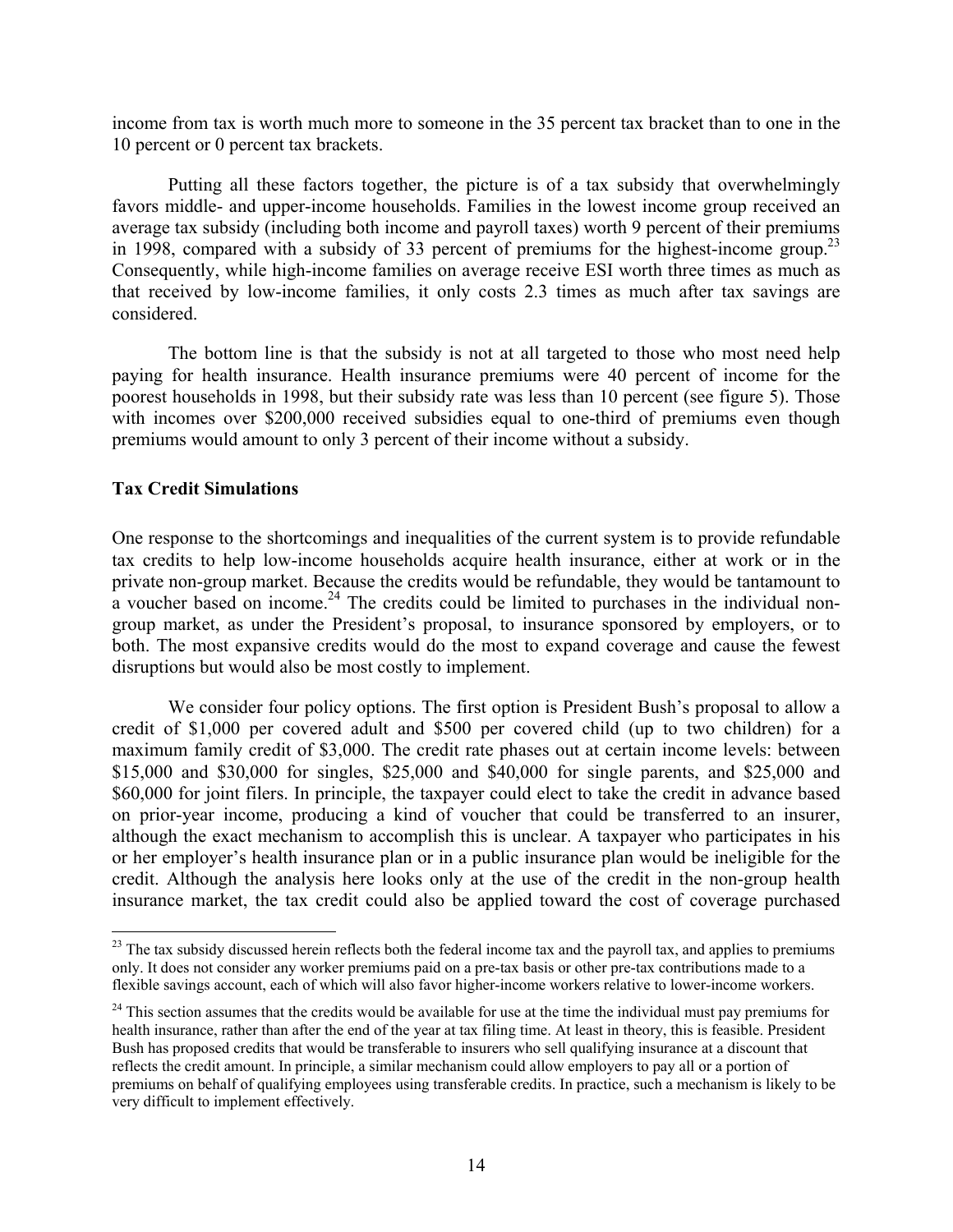income from tax is worth much more to someone in the 35 percent tax bracket than to one in the 10 percent or 0 percent tax brackets.

Putting all these factors together, the picture is of a tax subsidy that overwhelmingly favors middle- and upper-income households. Families in the lowest income group received an average tax subsidy (including both income and payroll taxes) worth 9 percent of their premiums in 1998, compared with a subsidy of 33 percent of premiums for the highest-income group.[23] Consequently, while high-income families on average receive ESI worth three times as much as that received by low-income families, it only costs 2.3 times as much after tax savings are considered.

The bottom line is that the subsidy is not at all targeted to those who most need help paying for health insurance. Health insurance premiums were 40 percent of income for the poorest households in 1998, but their subsidy rate was less than 10 percent (see figure 5). Those with incomes over $200,000 received subsidies equal to one-third of premiums even though premiums would amount to only 3 percent of their income without a subsidy.

**Tax Credit Simulations**

One response to the shortcomings and inequalities of the current system is to provide refundable tax credits to help low-income households acquire health insurance, either at work or in the private non-group market. Because the credits would be refundable, they would be tantamount to a voucher based on income.[24] The credits could be limited to purchases in the individual non-group market, as under the President's proposal, to insurance sponsored by employers, or to both. The most expansive credits would do the most to expand coverage and cause the fewest disruptions but would also be most costly to implement.

We consider four policy options. The first option is President Bush's proposal to allow a credit of $1,000 per covered adult and $500 per covered child (up to two children) for a maximum family credit of $3,000. The credit rate phases out at certain income levels: between $15,000 and $30,000 for singles, $25,000 and $40,000 for single parents, and $25,000 and $60,000 for joint filers. In principle, the taxpayer could elect to take the credit in advance based on prior-year income, producing a kind of voucher that could be transferred to an insurer, although the exact mechanism to accomplish this is unclear. A taxpayer who participates in his or her employer's health insurance plan or in a public insurance plan would be ineligible for the credit. Although the analysis here looks only at the use of the credit in the non-group health insurance market, the tax credit could also be applied toward the cost of coverage purchased

---

[23] The tax subsidy discussed herein reflects both the federal income tax and the payroll tax, and applies to premiums only. It does not consider any worker premiums paid on a pre-tax basis or other pre-tax contributions made to a flexible savings account, each of which will also favor higher-income workers relative to lower-income workers.

[24] This section assumes that the credits would be available for use at the time the individual must pay premiums for health insurance, rather than after the end of the year at tax filing time. At least in theory, this is feasible. President Bush has proposed credits that would be transferable to insurers who sell qualifying insurance at a discount that reflects the credit amount. In principle, a similar mechanism could allow employers to pay all or a portion of premiums on behalf of qualifying employees using transferable credits. In practice, such a mechanism is likely to be very difficult to implement effectively.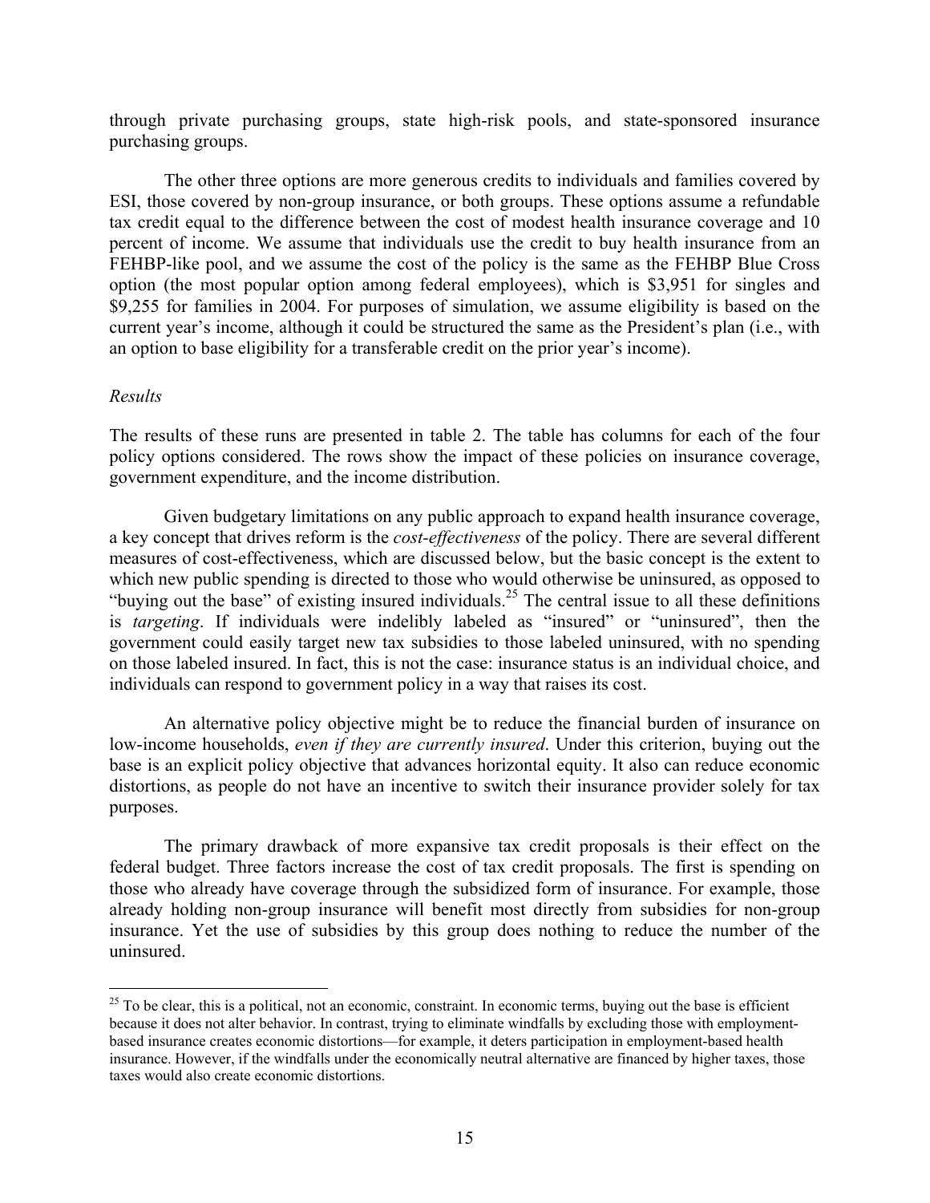through private purchasing groups, state high-risk pools, and state-sponsored insurance purchasing groups.

The other three options are more generous credits to individuals and families covered by ESI, those covered by non-group insurance, or both groups. These options assume a refundable tax credit equal to the difference between the cost of modest health insurance coverage and 10 percent of income. We assume that individuals use the credit to buy health insurance from an FEHBP-like pool, and we assume the cost of the policy is the same as the FEHBP Blue Cross option (the most popular option among federal employees), which is $3,951 for singles and $9,255 for families in 2004. For purposes of simulation, we assume eligibility is based on the current year's income, although it could be structured the same as the President's plan (i.e., with an option to base eligibility for a transferable credit on the prior year's income).

*Results*

The results of these runs are presented in table 2. The table has columns for each of the four policy options considered. The rows show the impact of these policies on insurance coverage, government expenditure, and the income distribution.

Given budgetary limitations on any public approach to expand health insurance coverage, a key concept that drives reform is the *cost-effectiveness* of the policy. There are several different measures of cost-effectiveness, which are discussed below, but the basic concept is the extent to which new public spending is directed to those who would otherwise be uninsured, as opposed to "buying out the base" of existing insured individuals.[25] The central issue to all these definitions is *targeting*. If individuals were indelibly labeled as "insured" or "uninsured", then the government could easily target new tax subsidies to those labeled uninsured, with no spending on those labeled insured. In fact, this is not the case: insurance status is an individual choice, and individuals can respond to government policy in a way that raises its cost.

An alternative policy objective might be to reduce the financial burden of insurance on low-income households, *even if they are currently insured*. Under this criterion, buying out the base is an explicit policy objective that advances horizontal equity. It also can reduce economic distortions, as people do not have an incentive to switch their insurance provider solely for tax purposes.

The primary drawback of more expansive tax credit proposals is their effect on the federal budget. Three factors increase the cost of tax credit proposals. The first is spending on those who already have coverage through the subsidized form of insurance. For example, those already holding non-group insurance will benefit most directly from subsidies for non-group insurance. Yet the use of subsidies by this group does nothing to reduce the number of the uninsured.

[25] To be clear, this is a political, not an economic, constraint. In economic terms, buying out the base is efficient because it does not alter behavior. In contrast, trying to eliminate windfalls by excluding those with employment-based insurance creates economic distortions—for example, it deters participation in employment-based health insurance. However, if the windfalls under the economically neutral alternative are financed by higher taxes, those taxes would also create economic distortions.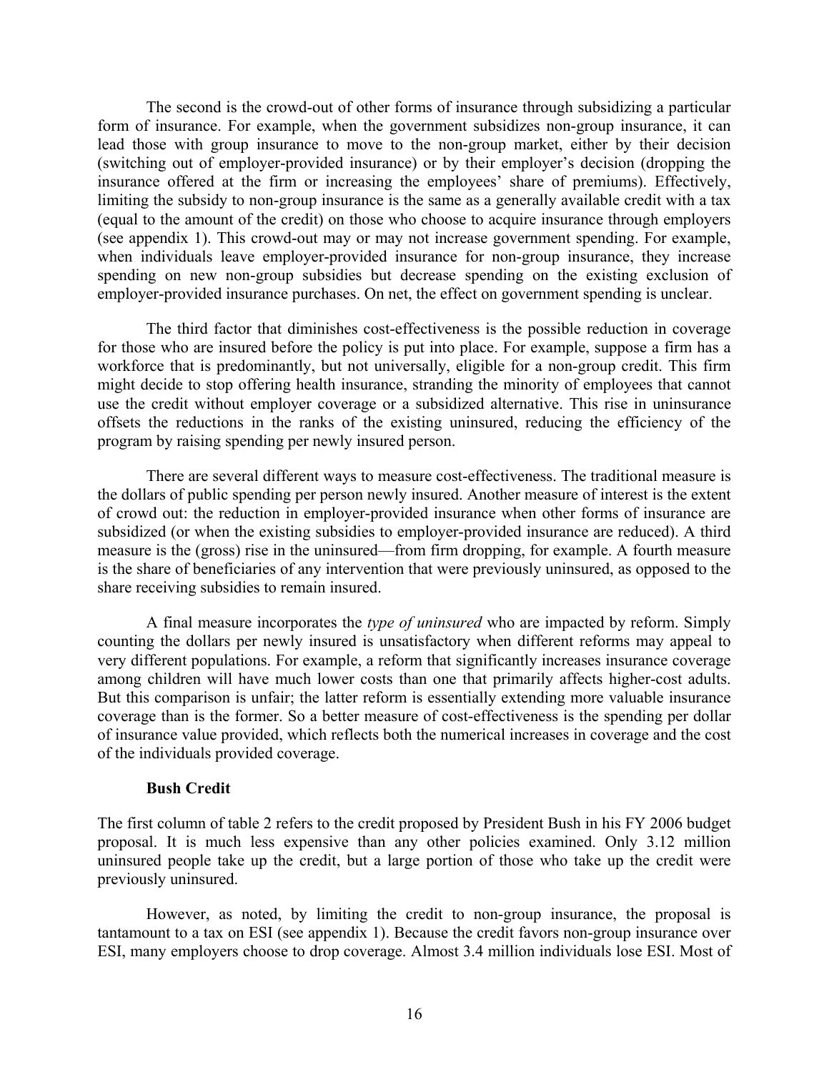The second is the crowd-out of other forms of insurance through subsidizing a particular form of insurance. For example, when the government subsidizes non-group insurance, it can lead those with group insurance to move to the non-group market, either by their decision (switching out of employer-provided insurance) or by their employer's decision (dropping the insurance offered at the firm or increasing the employees' share of premiums). Effectively, limiting the subsidy to non-group insurance is the same as a generally available credit with a tax (equal to the amount of the credit) on those who choose to acquire insurance through employers (see appendix 1). This crowd-out may or may not increase government spending. For example, when individuals leave employer-provided insurance for non-group insurance, they increase spending on new non-group subsidies but decrease spending on the existing exclusion of employer-provided insurance purchases. On net, the effect on government spending is unclear.

The third factor that diminishes cost-effectiveness is the possible reduction in coverage for those who are insured before the policy is put into place. For example, suppose a firm has a workforce that is predominantly, but not universally, eligible for a non-group credit. This firm might decide to stop offering health insurance, stranding the minority of employees that cannot use the credit without employer coverage or a subsidized alternative. This rise in uninsurance offsets the reductions in the ranks of the existing uninsured, reducing the efficiency of the program by raising spending per newly insured person.

There are several different ways to measure cost-effectiveness. The traditional measure is the dollars of public spending per person newly insured. Another measure of interest is the extent of crowd out: the reduction in employer-provided insurance when other forms of insurance are subsidized (or when the existing subsidies to employer-provided insurance are reduced). A third measure is the (gross) rise in the uninsured—from firm dropping, for example. A fourth measure is the share of beneficiaries of any intervention that were previously uninsured, as opposed to the share receiving subsidies to remain insured.

A final measure incorporates the *type of uninsured* who are impacted by reform. Simply counting the dollars per newly insured is unsatisfactory when different reforms may appeal to very different populations. For example, a reform that significantly increases insurance coverage among children will have much lower costs than one that primarily affects higher-cost adults. But this comparison is unfair; the latter reform is essentially extending more valuable insurance coverage than is the former. So a better measure of cost-effectiveness is the spending per dollar of insurance value provided, which reflects both the numerical increases in coverage and the cost of the individuals provided coverage.

**Bush Credit**

The first column of table 2 refers to the credit proposed by President Bush in his FY 2006 budget proposal. It is much less expensive than any other policies examined. Only 3.12 million uninsured people take up the credit, but a large portion of those who take up the credit were previously uninsured.

However, as noted, by limiting the credit to non-group insurance, the proposal is tantamount to a tax on ESI (see appendix 1). Because the credit favors non-group insurance over ESI, many employers choose to drop coverage. Almost 3.4 million individuals lose ESI. Most of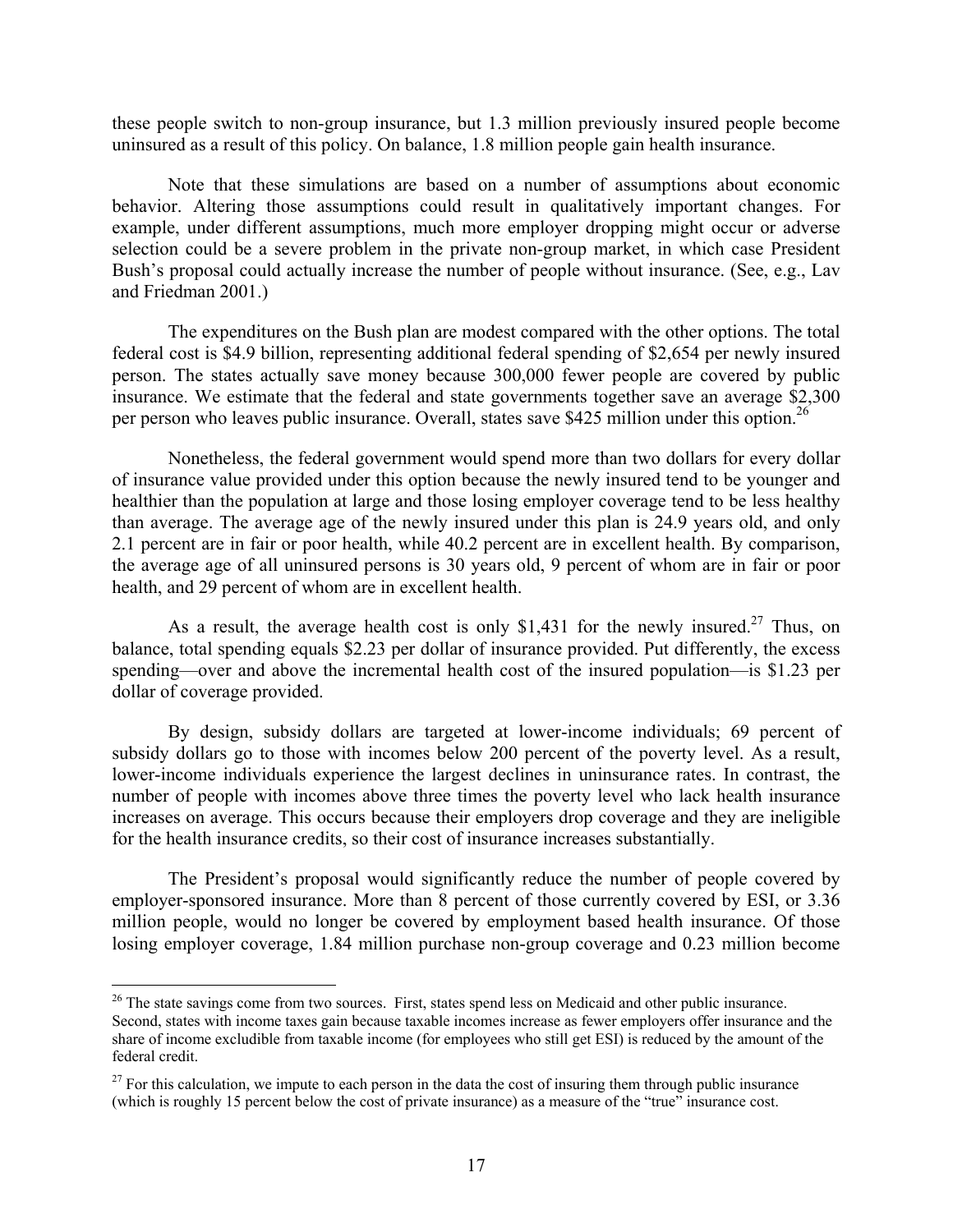these people switch to non-group insurance, but 1.3 million previously insured people become uninsured as a result of this policy. On balance, 1.8 million people gain health insurance.

Note that these simulations are based on a number of assumptions about economic behavior. Altering those assumptions could result in qualitatively important changes. For example, under different assumptions, much more employer dropping might occur or adverse selection could be a severe problem in the private non-group market, in which case President Bush's proposal could actually increase the number of people without insurance. (See, e.g., Lav and Friedman 2001.)

The expenditures on the Bush plan are modest compared with the other options. The total federal cost is $4.9 billion, representing additional federal spending of $2,654 per newly insured person. The states actually save money because 300,000 fewer people are covered by public insurance. We estimate that the federal and state governments together save an average $2,300 per person who leaves public insurance. Overall, states save $425 million under this option.[26]

Nonetheless, the federal government would spend more than two dollars for every dollar of insurance value provided under this option because the newly insured tend to be younger and healthier than the population at large and those losing employer coverage tend to be less healthy than average. The average age of the newly insured under this plan is 24.9 years old, and only 2.1 percent are in fair or poor health, while 40.2 percent are in excellent health. By comparison, the average age of all uninsured persons is 30 years old, 9 percent of whom are in fair or poor health, and 29 percent of whom are in excellent health.

As a result, the average health cost is only $1,431 for the newly insured.[27] Thus, on balance, total spending equals $2.23 per dollar of insurance provided. Put differently, the excess spending—over and above the incremental health cost of the insured population—is $1.23 per dollar of coverage provided.

By design, subsidy dollars are targeted at lower-income individuals; 69 percent of subsidy dollars go to those with incomes below 200 percent of the poverty level. As a result, lower-income individuals experience the largest declines in uninsurance rates. In contrast, the number of people with incomes above three times the poverty level who lack health insurance increases on average. This occurs because their employers drop coverage and they are ineligible for the health insurance credits, so their cost of insurance increases substantially.

The President's proposal would significantly reduce the number of people covered by employer-sponsored insurance. More than 8 percent of those currently covered by ESI, or 3.36 million people, would no longer be covered by employment based health insurance. Of those losing employer coverage, 1.84 million purchase non-group coverage and 0.23 million become

---

[26] The state savings come from two sources. First, states spend less on Medicaid and other public insurance. Second, states with income taxes gain because taxable incomes increase as fewer employers offer insurance and the share of income excludible from taxable income (for employees who still get ESI) is reduced by the amount of the federal credit.

[27] For this calculation, we impute to each person in the data the cost of insuring them through public insurance (which is roughly 15 percent below the cost of private insurance) as a measure of the "true" insurance cost.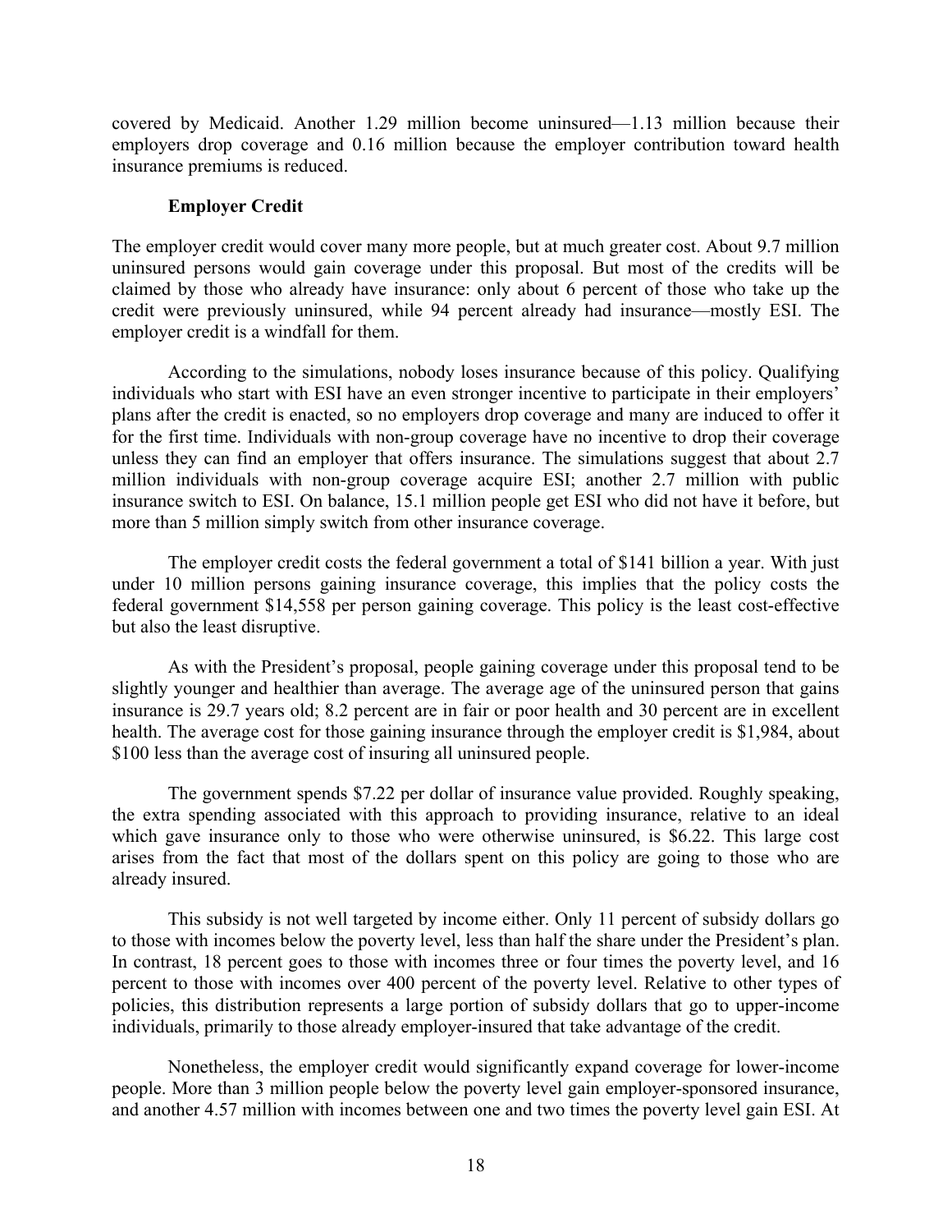covered by Medicaid. Another 1.29 million become uninsured—1.13 million because their employers drop coverage and 0.16 million because the employer contribution toward health insurance premiums is reduced.

### Employer Credit

The employer credit would cover many more people, but at much greater cost. About 9.7 million uninsured persons would gain coverage under this proposal. But most of the credits will be claimed by those who already have insurance: only about 6 percent of those who take up the credit were previously uninsured, while 94 percent already had insurance—mostly ESI. The employer credit is a windfall for them.

According to the simulations, nobody loses insurance because of this policy. Qualifying individuals who start with ESI have an even stronger incentive to participate in their employers' plans after the credit is enacted, so no employers drop coverage and many are induced to offer it for the first time. Individuals with non-group coverage have no incentive to drop their coverage unless they can find an employer that offers insurance. The simulations suggest that about 2.7 million individuals with non-group coverage acquire ESI; another 2.7 million with public insurance switch to ESI. On balance, 15.1 million people get ESI who did not have it before, but more than 5 million simply switch from other insurance coverage.

The employer credit costs the federal government a total of $141 billion a year. With just under 10 million persons gaining insurance coverage, this implies that the policy costs the federal government $14,558 per person gaining coverage. This policy is the least cost-effective but also the least disruptive.

As with the President's proposal, people gaining coverage under this proposal tend to be slightly younger and healthier than average. The average age of the uninsured person that gains insurance is 29.7 years old; 8.2 percent are in fair or poor health and 30 percent are in excellent health. The average cost for those gaining insurance through the employer credit is $1,984, about $100 less than the average cost of insuring all uninsured people.

The government spends $7.22 per dollar of insurance value provided. Roughly speaking, the extra spending associated with this approach to providing insurance, relative to an ideal which gave insurance only to those who were otherwise uninsured, is $6.22. This large cost arises from the fact that most of the dollars spent on this policy are going to those who are already insured.

This subsidy is not well targeted by income either. Only 11 percent of subsidy dollars go to those with incomes below the poverty level, less than half the share under the President's plan. In contrast, 18 percent goes to those with incomes three or four times the poverty level, and 16 percent to those with incomes over 400 percent of the poverty level. Relative to other types of policies, this distribution represents a large portion of subsidy dollars that go to upper-income individuals, primarily to those already employer-insured that take advantage of the credit.

Nonetheless, the employer credit would significantly expand coverage for lower-income people. More than 3 million people below the poverty level gain employer-sponsored insurance, and another 4.57 million with incomes between one and two times the poverty level gain ESI. At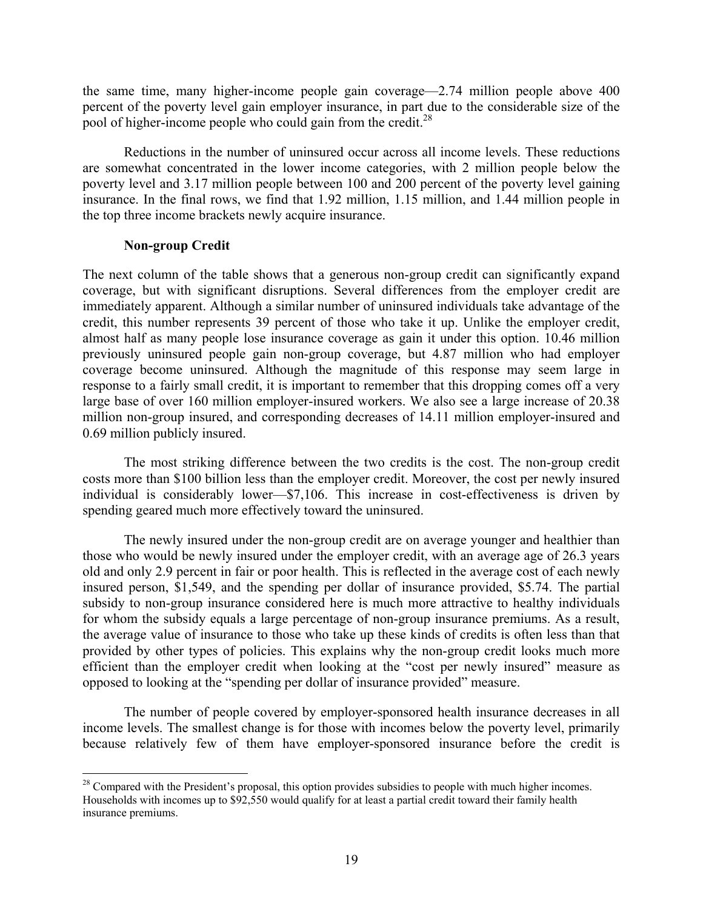the same time, many higher-income people gain coverage—2.74 million people above 400 percent of the poverty level gain employer insurance, in part due to the considerable size of the pool of higher-income people who could gain from the credit.[28]

Reductions in the number of uninsured occur across all income levels. These reductions are somewhat concentrated in the lower income categories, with 2 million people below the poverty level and 3.17 million people between 100 and 200 percent of the poverty level gaining insurance. In the final rows, we find that 1.92 million, 1.15 million, and 1.44 million people in the top three income brackets newly acquire insurance.

**Non-group Credit**

The next column of the table shows that a generous non-group credit can significantly expand coverage, but with significant disruptions. Several differences from the employer credit are immediately apparent. Although a similar number of uninsured individuals take advantage of the credit, this number represents 39 percent of those who take it up. Unlike the employer credit, almost half as many people lose insurance coverage as gain it under this option. 10.46 million previously uninsured people gain non-group coverage, but 4.87 million who had employer coverage become uninsured. Although the magnitude of this response may seem large in response to a fairly small credit, it is important to remember that this dropping comes off a very large base of over 160 million employer-insured workers. We also see a large increase of 20.38 million non-group insured, and corresponding decreases of 14.11 million employer-insured and 0.69 million publicly insured.

The most striking difference between the two credits is the cost. The non-group credit costs more than $100 billion less than the employer credit. Moreover, the cost per newly insured individual is considerably lower—$7,106. This increase in cost-effectiveness is driven by spending geared much more effectively toward the uninsured.

The newly insured under the non-group credit are on average younger and healthier than those who would be newly insured under the employer credit, with an average age of 26.3 years old and only 2.9 percent in fair or poor health. This is reflected in the average cost of each newly insured person, $1,549, and the spending per dollar of insurance provided, $5.74. The partial subsidy to non-group insurance considered here is much more attractive to healthy individuals for whom the subsidy equals a large percentage of non-group insurance premiums. As a result, the average value of insurance to those who take up these kinds of credits is often less than that provided by other types of policies. This explains why the non-group credit looks much more efficient than the employer credit when looking at the "cost per newly insured" measure as opposed to looking at the "spending per dollar of insurance provided" measure.

The number of people covered by employer-sponsored health insurance decreases in all income levels. The smallest change is for those with incomes below the poverty level, primarily because relatively few of them have employer-sponsored insurance before the credit is

[28] Compared with the President's proposal, this option provides subsidies to people with much higher incomes. Households with incomes up to $92,550 would qualify for at least a partial credit toward their family health insurance premiums.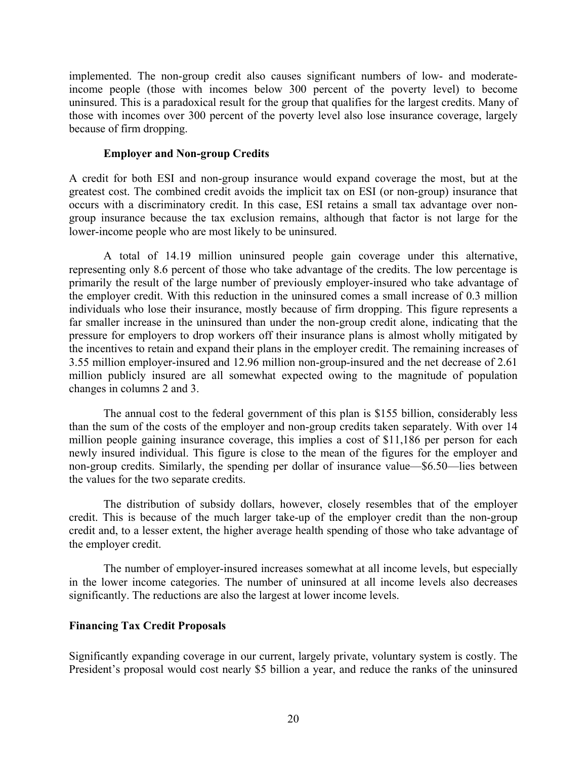implemented. The non-group credit also causes significant numbers of low- and moderate-income people (those with incomes below 300 percent of the poverty level) to become uninsured. This is a paradoxical result for the group that qualifies for the largest credits. Many of those with incomes over 300 percent of the poverty level also lose insurance coverage, largely because of firm dropping.

### Employer and Non-group Credits

A credit for both ESI and non-group insurance would expand coverage the most, but at the greatest cost. The combined credit avoids the implicit tax on ESI (or non-group) insurance that occurs with a discriminatory credit. In this case, ESI retains a small tax advantage over non-group insurance because the tax exclusion remains, although that factor is not large for the lower-income people who are most likely to be uninsured.

A total of 14.19 million uninsured people gain coverage under this alternative, representing only 8.6 percent of those who take advantage of the credits. The low percentage is primarily the result of the large number of previously employer-insured who take advantage of the employer credit. With this reduction in the uninsured comes a small increase of 0.3 million individuals who lose their insurance, mostly because of firm dropping. This figure represents a far smaller increase in the uninsured than under the non-group credit alone, indicating that the pressure for employers to drop workers off their insurance plans is almost wholly mitigated by the incentives to retain and expand their plans in the employer credit. The remaining increases of 3.55 million employer-insured and 12.96 million non-group-insured and the net decrease of 2.61 million publicly insured are all somewhat expected owing to the magnitude of population changes in columns 2 and 3.

The annual cost to the federal government of this plan is $155 billion, considerably less than the sum of the costs of the employer and non-group credits taken separately. With over 14 million people gaining insurance coverage, this implies a cost of $11,186 per person for each newly insured individual. This figure is close to the mean of the figures for the employer and non-group credits. Similarly, the spending per dollar of insurance value—$6.50—lies between the values for the two separate credits.

The distribution of subsidy dollars, however, closely resembles that of the employer credit. This is because of the much larger take-up of the employer credit than the non-group credit and, to a lesser extent, the higher average health spending of those who take advantage of the employer credit.

The number of employer-insured increases somewhat at all income levels, but especially in the lower income categories. The number of uninsured at all income levels also decreases significantly. The reductions are also the largest at lower income levels.

## Financing Tax Credit Proposals

Significantly expanding coverage in our current, largely private, voluntary system is costly. The President's proposal would cost nearly $5 billion a year, and reduce the ranks of the uninsured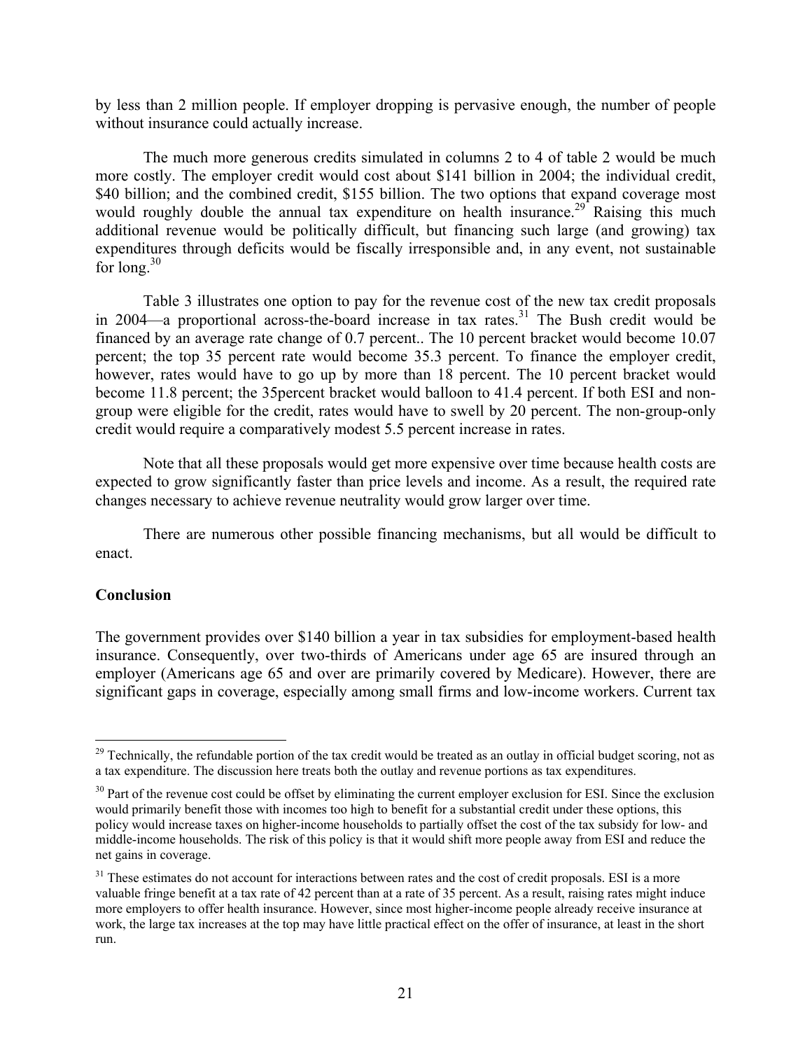by less than 2 million people. If employer dropping is pervasive enough, the number of people without insurance could actually increase.

The much more generous credits simulated in columns 2 to 4 of table 2 would be much more costly. The employer credit would cost about $141 billion in 2004; the individual credit, $40 billion; and the combined credit, $155 billion. The two options that expand coverage most would roughly double the annual tax expenditure on health insurance.[29] Raising this much additional revenue would be politically difficult, but financing such large (and growing) tax expenditures through deficits would be fiscally irresponsible and, in any event, not sustainable for long.[30]

Table 3 illustrates one option to pay for the revenue cost of the new tax credit proposals in 2004—a proportional across-the-board increase in tax rates.[31] The Bush credit would be financed by an average rate change of 0.7 percent.. The 10 percent bracket would become 10.07 percent; the top 35 percent rate would become 35.3 percent. To finance the employer credit, however, rates would have to go up by more than 18 percent. The 10 percent bracket would become 11.8 percent; the 35percent bracket would balloon to 41.4 percent. If both ESI and non-group were eligible for the credit, rates would have to swell by 20 percent. The non-group-only credit would require a comparatively modest 5.5 percent increase in rates.

Note that all these proposals would get more expensive over time because health costs are expected to grow significantly faster than price levels and income. As a result, the required rate changes necessary to achieve revenue neutrality would grow larger over time.

There are numerous other possible financing mechanisms, but all would be difficult to enact.

**Conclusion**

The government provides over $140 billion a year in tax subsidies for employment-based health insurance. Consequently, over two-thirds of Americans under age 65 are insured through an employer (Americans age 65 and over are primarily covered by Medicare). However, there are significant gaps in coverage, especially among small firms and low-income workers. Current tax

---

[29] Technically, the refundable portion of the tax credit would be treated as an outlay in official budget scoring, not as a tax expenditure. The discussion here treats both the outlay and revenue portions as tax expenditures.

[30] Part of the revenue cost could be offset by eliminating the current employer exclusion for ESI. Since the exclusion would primarily benefit those with incomes too high to benefit for a substantial credit under these options, this policy would increase taxes on higher-income households to partially offset the cost of the tax subsidy for low- and middle-income households. The risk of this policy is that it would shift more people away from ESI and reduce the net gains in coverage.

[31] These estimates do not account for interactions between rates and the cost of credit proposals. ESI is a more valuable fringe benefit at a tax rate of 42 percent than at a rate of 35 percent. As a result, raising rates might induce more employers to offer health insurance. However, since most higher-income people already receive insurance at work, the large tax increases at the top may have little practical effect on the offer of insurance, at least in the short run.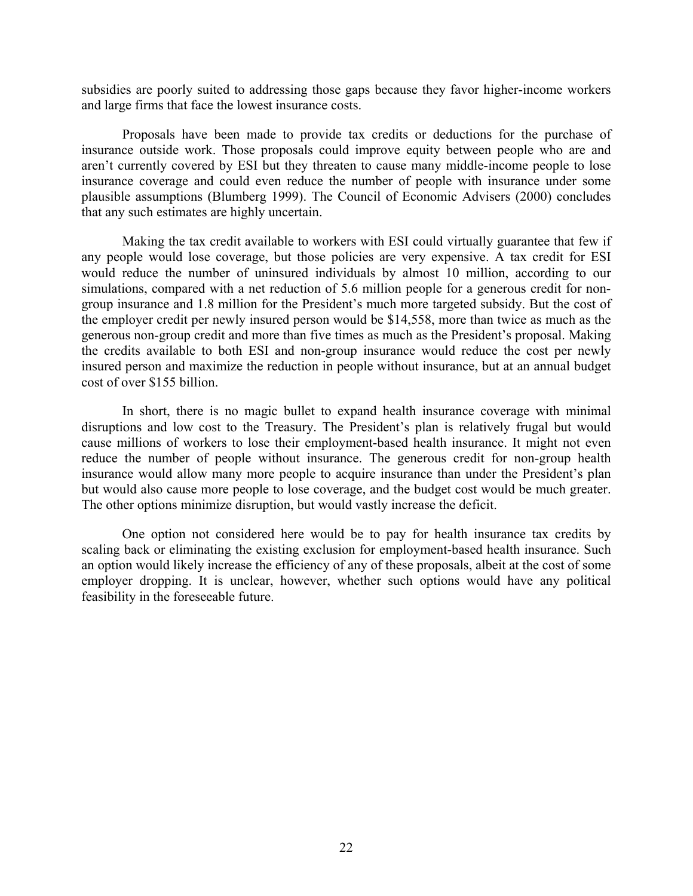subsidies are poorly suited to addressing those gaps because they favor higher-income workers and large firms that face the lowest insurance costs.

Proposals have been made to provide tax credits or deductions for the purchase of insurance outside work. Those proposals could improve equity between people who are and aren't currently covered by ESI but they threaten to cause many middle-income people to lose insurance coverage and could even reduce the number of people with insurance under some plausible assumptions (Blumberg 1999). The Council of Economic Advisers (2000) concludes that any such estimates are highly uncertain.

Making the tax credit available to workers with ESI could virtually guarantee that few if any people would lose coverage, but those policies are very expensive. A tax credit for ESI would reduce the number of uninsured individuals by almost 10 million, according to our simulations, compared with a net reduction of 5.6 million people for a generous credit for non-group insurance and 1.8 million for the President's much more targeted subsidy. But the cost of the employer credit per newly insured person would be $14,558, more than twice as much as the generous non-group credit and more than five times as much as the President's proposal. Making the credits available to both ESI and non-group insurance would reduce the cost per newly insured person and maximize the reduction in people without insurance, but at an annual budget cost of over $155 billion.

In short, there is no magic bullet to expand health insurance coverage with minimal disruptions and low cost to the Treasury. The President's plan is relatively frugal but would cause millions of workers to lose their employment-based health insurance. It might not even reduce the number of people without insurance. The generous credit for non-group health insurance would allow many more people to acquire insurance than under the President's plan but would also cause more people to lose coverage, and the budget cost would be much greater. The other options minimize disruption, but would vastly increase the deficit.

One option not considered here would be to pay for health insurance tax credits by scaling back or eliminating the existing exclusion for employment-based health insurance. Such an option would likely increase the efficiency of any of these proposals, albeit at the cost of some employer dropping. It is unclear, however, whether such options would have any political feasibility in the foreseeable future.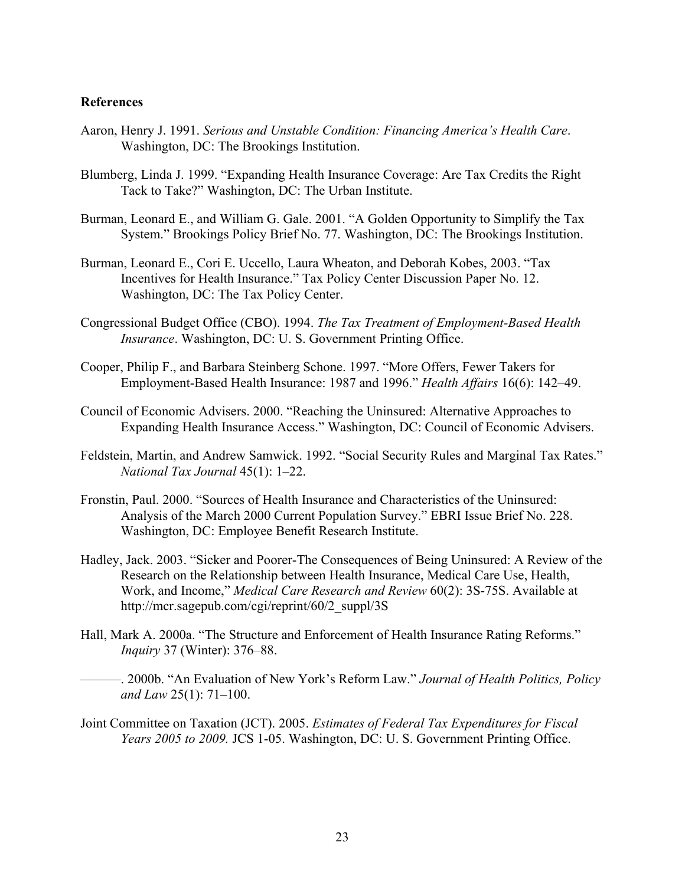**References**

Aaron, Henry J. 1991. *Serious and Unstable Condition: Financing America's Health Care*. Washington, DC: The Brookings Institution.

Blumberg, Linda J. 1999. "Expanding Health Insurance Coverage: Are Tax Credits the Right Tack to Take?" Washington, DC: The Urban Institute.

Burman, Leonard E., and William G. Gale. 2001. "A Golden Opportunity to Simplify the Tax System." Brookings Policy Brief No. 77. Washington, DC: The Brookings Institution.

Burman, Leonard E., Cori E. Uccello, Laura Wheaton, and Deborah Kobes, 2003. "Tax Incentives for Health Insurance." Tax Policy Center Discussion Paper No. 12. Washington, DC: The Tax Policy Center.

Congressional Budget Office (CBO). 1994. *The Tax Treatment of Employment-Based Health Insurance*. Washington, DC: U. S. Government Printing Office.

Cooper, Philip F., and Barbara Steinberg Schone. 1997. "More Offers, Fewer Takers for Employment-Based Health Insurance: 1987 and 1996." *Health Affairs* 16(6): 142–49.

Council of Economic Advisers. 2000. "Reaching the Uninsured: Alternative Approaches to Expanding Health Insurance Access." Washington, DC: Council of Economic Advisers.

Feldstein, Martin, and Andrew Samwick. 1992. "Social Security Rules and Marginal Tax Rates." *National Tax Journal* 45(1): 1–22.

Fronstin, Paul. 2000. "Sources of Health Insurance and Characteristics of the Uninsured: Analysis of the March 2000 Current Population Survey." EBRI Issue Brief No. 228. Washington, DC: Employee Benefit Research Institute.

Hadley, Jack. 2003. "Sicker and Poorer-The Consequences of Being Uninsured: A Review of the Research on the Relationship between Health Insurance, Medical Care Use, Health, Work, and Income," *Medical Care Research and Review* 60(2): 3S-75S. Available at http://mcr.sagepub.com/cgi/reprint/60/2_suppl/3S

Hall, Mark A. 2000a. "The Structure and Enforcement of Health Insurance Rating Reforms." *Inquiry* 37 (Winter): 376–88.

———. 2000b. "An Evaluation of New York's Reform Law." *Journal of Health Politics, Policy and Law* 25(1): 71–100.

Joint Committee on Taxation (JCT). 2005. *Estimates of Federal Tax Expenditures for Fiscal Years 2005 to 2009.* JCS 1-05. Washington, DC: U. S. Government Printing Office.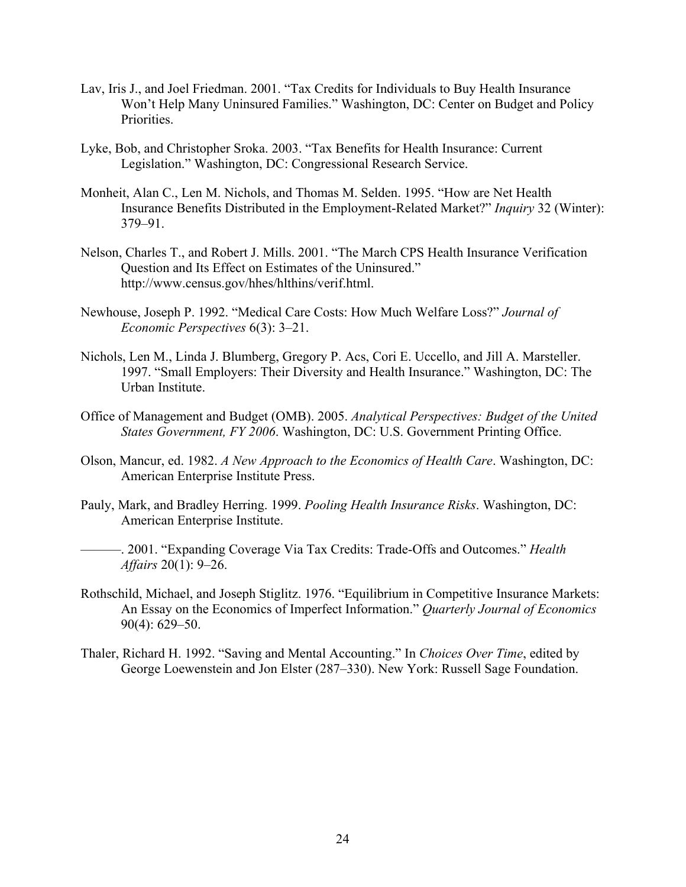Lav, Iris J., and Joel Friedman. 2001. "Tax Credits for Individuals to Buy Health Insurance Won't Help Many Uninsured Families." Washington, DC: Center on Budget and Policy Priorities.

Lyke, Bob, and Christopher Sroka. 2003. "Tax Benefits for Health Insurance: Current Legislation." Washington, DC: Congressional Research Service.

Monheit, Alan C., Len M. Nichols, and Thomas M. Selden. 1995. "How are Net Health Insurance Benefits Distributed in the Employment-Related Market?" *Inquiry* 32 (Winter): 379–91.

Nelson, Charles T., and Robert J. Mills. 2001. "The March CPS Health Insurance Verification Question and Its Effect on Estimates of the Uninsured." http://www.census.gov/hhes/hlthins/verif.html.

Newhouse, Joseph P. 1992. "Medical Care Costs: How Much Welfare Loss?" *Journal of Economic Perspectives* 6(3): 3–21.

Nichols, Len M., Linda J. Blumberg, Gregory P. Acs, Cori E. Uccello, and Jill A. Marsteller. 1997. "Small Employers: Their Diversity and Health Insurance." Washington, DC: The Urban Institute.

Office of Management and Budget (OMB). 2005. *Analytical Perspectives: Budget of the United States Government, FY 2006*. Washington, DC: U.S. Government Printing Office.

Olson, Mancur, ed. 1982. *A New Approach to the Economics of Health Care*. Washington, DC: American Enterprise Institute Press.

Pauly, Mark, and Bradley Herring. 1999. *Pooling Health Insurance Risks*. Washington, DC: American Enterprise Institute.

———. 2001. "Expanding Coverage Via Tax Credits: Trade-Offs and Outcomes." *Health Affairs* 20(1): 9–26.

Rothschild, Michael, and Joseph Stiglitz. 1976. "Equilibrium in Competitive Insurance Markets: An Essay on the Economics of Imperfect Information." *Quarterly Journal of Economics* 90(4): 629–50.

Thaler, Richard H. 1992. "Saving and Mental Accounting." In *Choices Over Time*, edited by George Loewenstein and Jon Elster (287–330). New York: Russell Sage Foundation.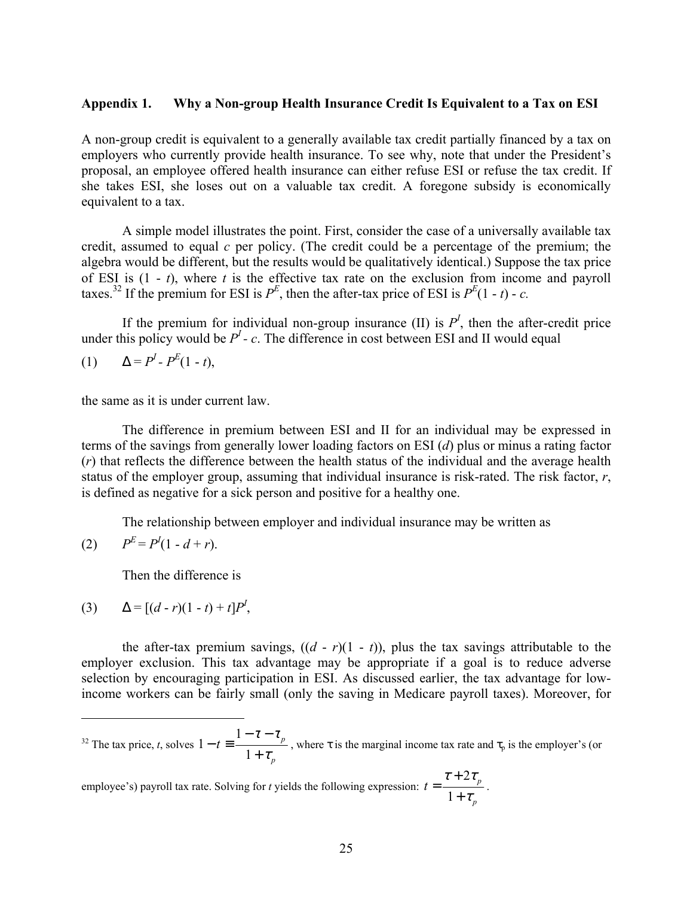## Appendix 1. Why a Non-group Health Insurance Credit Is Equivalent to a Tax on ESI

A non-group credit is equivalent to a generally available tax credit partially financed by a tax on employers who currently provide health insurance. To see why, note that under the President's proposal, an employee offered health insurance can either refuse ESI or refuse the tax credit. If she takes ESI, she loses out on a valuable tax credit. A foregone subsidy is economically equivalent to a tax.

A simple model illustrates the point. First, consider the case of a universally available tax credit, assumed to equal $c$ per policy. (The credit could be a percentage of the premium; the algebra would be different, but the results would be qualitatively identical.) Suppose the tax price of ESI is $(1 - t)$, where $t$ is the effective tax rate on the exclusion from income and payroll taxes.[32] If the premium for ESI is $P^E$, then the after-tax price of ESI is $P^E(1 - t) - c$.

If the premium for individual non-group insurance (II) is $P^I$, then the after-credit price under this policy would be $P^I - c$. The difference in cost between ESI and II would equal

(1) $\Delta = P^I - P^E(1 - t)$,

the same as it is under current law.

The difference in premium between ESI and II for an individual may be expressed in terms of the savings from generally lower loading factors on ESI ($d$) plus or minus a rating factor ($r$) that reflects the difference between the health status of the individual and the average health status of the employer group, assuming that individual insurance is risk-rated. The risk factor, $r$, is defined as negative for a sick person and positive for a healthy one.

The relationship between employer and individual insurance may be written as

(2) $P^E = P^I(1 - d + r)$.

Then the difference is

(3) $\Delta = [(d - r)(1 - t) + t]P^I$,

the after-tax premium savings, $((d - r)(1 - t))$, plus the tax savings attributable to the employer exclusion. This tax advantage may be appropriate if a goal is to reduce adverse selection by encouraging participation in ESI. As discussed earlier, the tax advantage for low-income workers can be fairly small (only the saving in Medicare payroll taxes). Moreover, for

---

[32] The tax price, $t$, solves $1 - t \equiv \frac{1 - \tau - \tau_p}{1 + \tau_p}$, where $\tau$ is the marginal income tax rate and $\tau_p$ is the employer's (or employee's) payroll tax rate. Solving for $t$ yields the following expression: $t = \frac{\tau + 2\tau_p}{1 + \tau_p}$.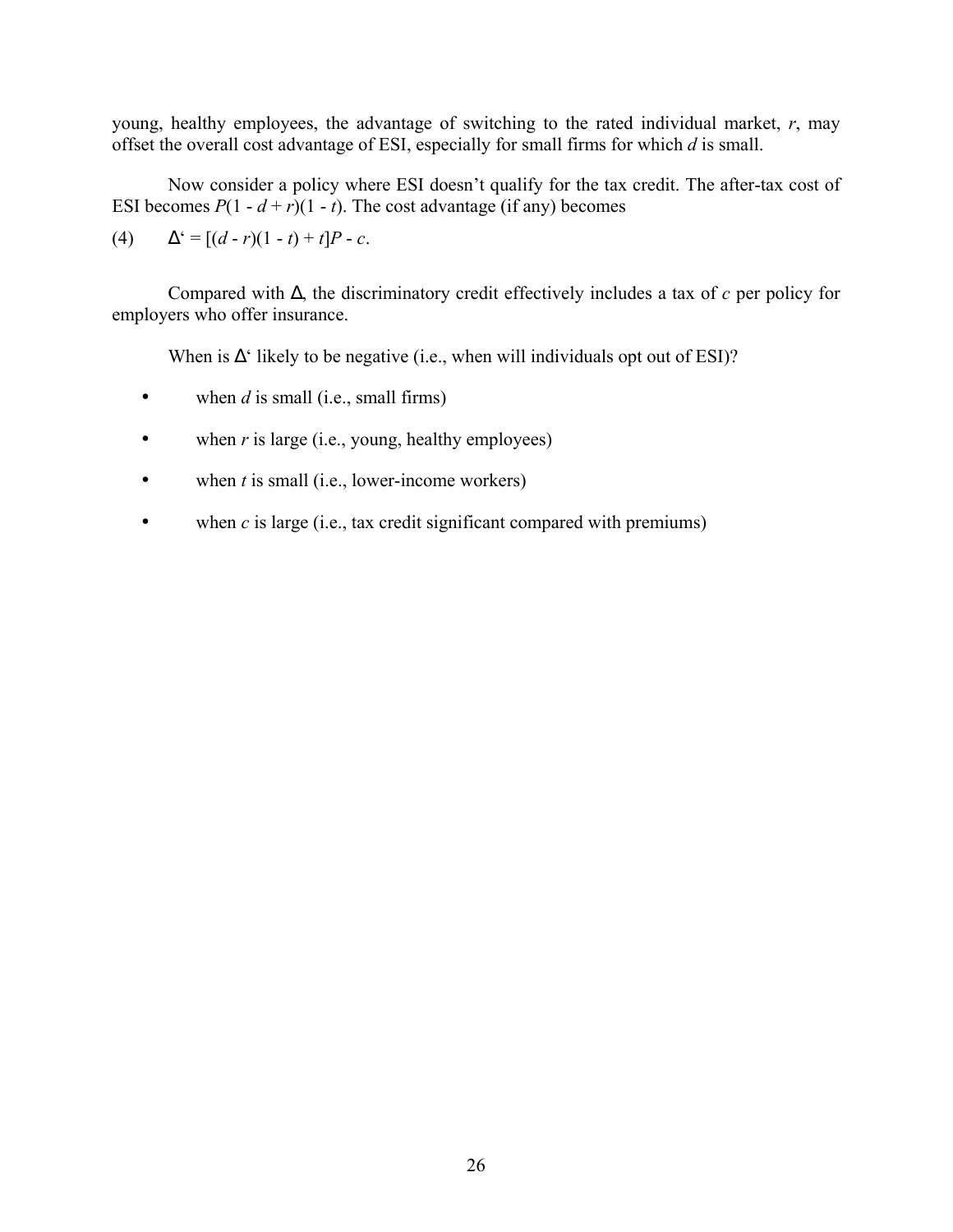young, healthy employees, the advantage of switching to the rated individual market, $r$, may offset the overall cost advantage of ESI, especially for small firms for which $d$ is small.

Now consider a policy where ESI doesn't qualify for the tax credit. The after-tax cost of ESI becomes $P(1 - d + r)(1 - t)$. The cost advantage (if any) becomes

$$\Delta' = [(d - r)(1 - t) + t]P - c. \quad (4)$$

Compared with $\Delta$, the discriminatory credit effectively includes a tax of $c$ per policy for employers who offer insurance.

When is $\Delta'$ likely to be negative (i.e., when will individuals opt out of ESI)?

- when $d$ is small (i.e., small firms)
- when $r$ is large (i.e., young, healthy employees)
- when $t$ is small (i.e., lower-income workers)
- when $c$ is large (i.e., tax credit significant compared with premiums)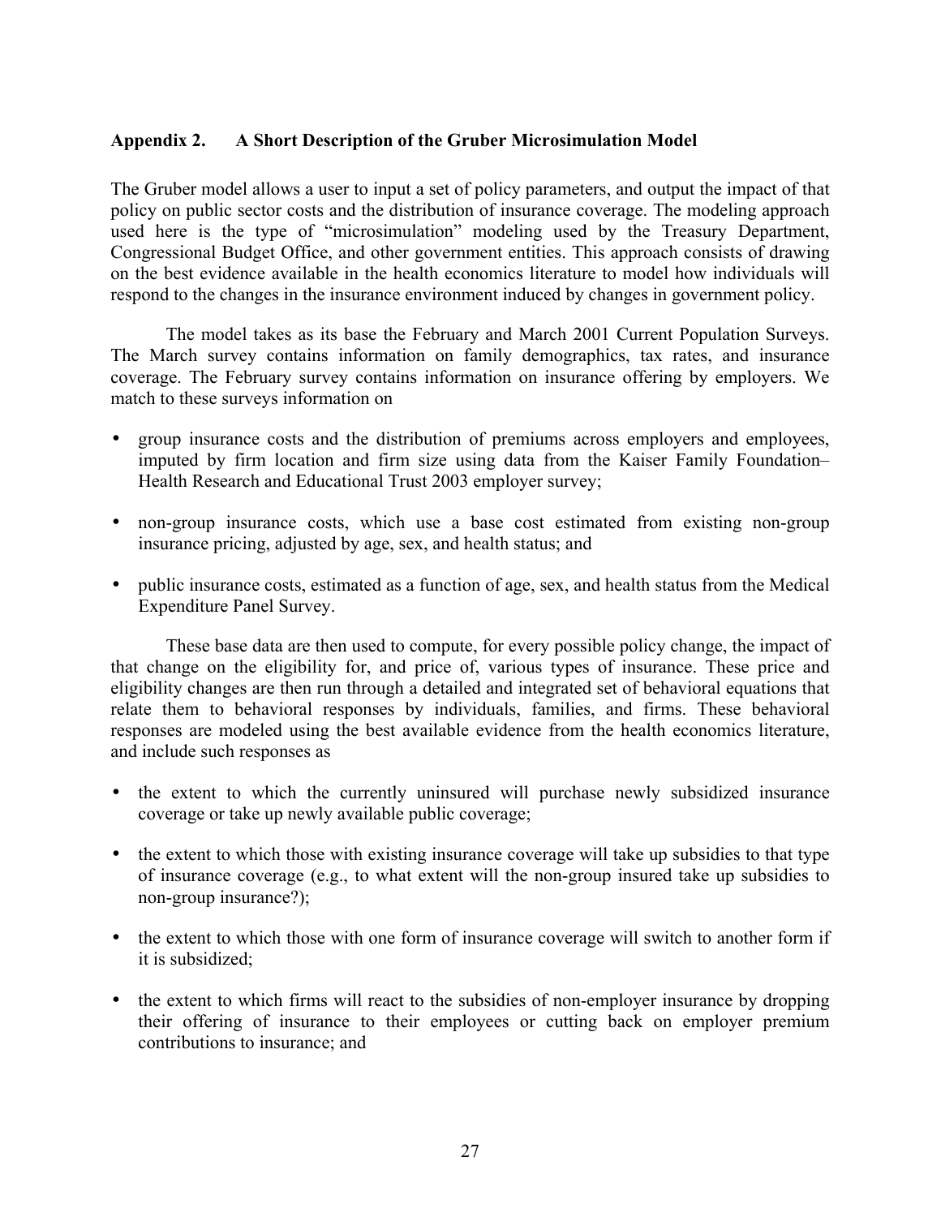## Appendix 2. A Short Description of the Gruber Microsimulation Model

The Gruber model allows a user to input a set of policy parameters, and output the impact of that policy on public sector costs and the distribution of insurance coverage. The modeling approach used here is the type of "microsimulation" modeling used by the Treasury Department, Congressional Budget Office, and other government entities. This approach consists of drawing on the best evidence available in the health economics literature to model how individuals will respond to the changes in the insurance environment induced by changes in government policy.

The model takes as its base the February and March 2001 Current Population Surveys. The March survey contains information on family demographics, tax rates, and insurance coverage. The February survey contains information on insurance offering by employers. We match to these surveys information on

- group insurance costs and the distribution of premiums across employers and employees, imputed by firm location and firm size using data from the Kaiser Family Foundation–Health Research and Educational Trust 2003 employer survey;
- non-group insurance costs, which use a base cost estimated from existing non-group insurance pricing, adjusted by age, sex, and health status; and
- public insurance costs, estimated as a function of age, sex, and health status from the Medical Expenditure Panel Survey.

These base data are then used to compute, for every possible policy change, the impact of that change on the eligibility for, and price of, various types of insurance. These price and eligibility changes are then run through a detailed and integrated set of behavioral equations that relate them to behavioral responses by individuals, families, and firms. These behavioral responses are modeled using the best available evidence from the health economics literature, and include such responses as

- the extent to which the currently uninsured will purchase newly subsidized insurance coverage or take up newly available public coverage;
- the extent to which those with existing insurance coverage will take up subsidies to that type of insurance coverage (e.g., to what extent will the non-group insured take up subsidies to non-group insurance?);
- the extent to which those with one form of insurance coverage will switch to another form if it is subsidized;
- the extent to which firms will react to the subsidies of non-employer insurance by dropping their offering of insurance to their employees or cutting back on employer premium contributions to insurance; and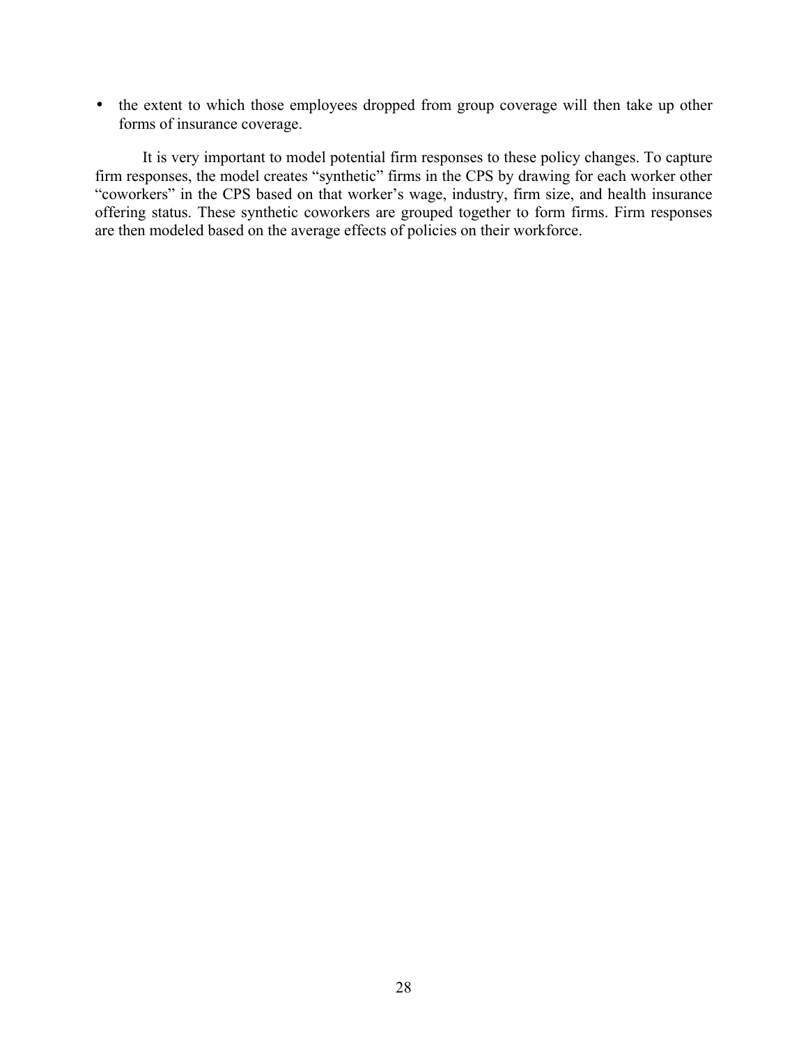- the extent to which those employees dropped from group coverage will then take up other forms of insurance coverage.

It is very important to model potential firm responses to these policy changes. To capture firm responses, the model creates "synthetic" firms in the CPS by drawing for each worker other "coworkers" in the CPS based on that worker's wage, industry, firm size, and health insurance offering status. These synthetic coworkers are grouped together to form firms. Firm responses are then modeled based on the average effects of policies on their workforce.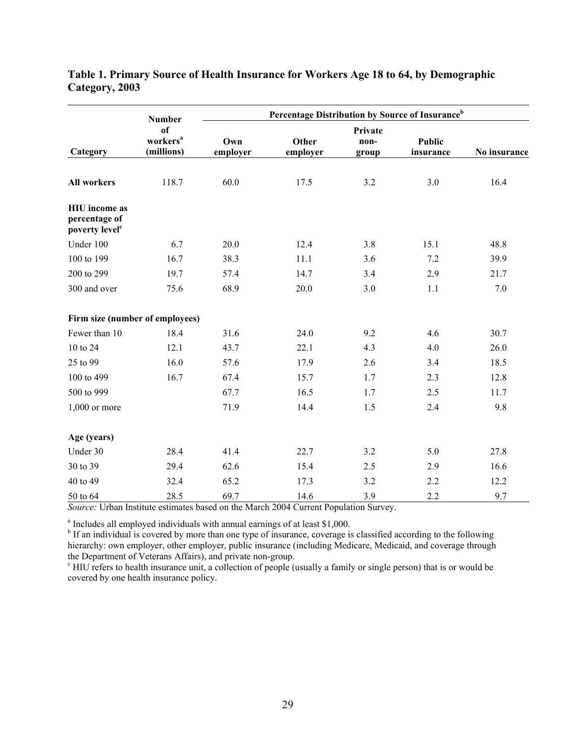**Table 1. Primary Source of Health Insurance for Workers Age 18 to 64, by Demographic Category, 2003**

| Category | Number of workers[a] (millions) | Percentage Distribution by Source of Insurance[b] | | | | |
|---|---|---|---|---|---|---|
| | | Own employer | Other employer | Private non-group | Public insurance | No insurance |
| **All workers** | 118.7 | 60.0 | 17.5 | 3.2 | 3.0 | 16.4 |
| **HIU income as percentage of poverty level[c]** | | | | | | |
| Under 100 | 6.7 | 20.0 | 12.4 | 3.8 | 15.1 | 48.8 |
| 100 to 199 | 16.7 | 38.3 | 11.1 | 3.6 | 7.2 | 39.9 |
| 200 to 299 | 19.7 | 57.4 | 14.7 | 3.4 | 2.9 | 21.7 |
| 300 and over | 75.6 | 68.9 | 20.0 | 3.0 | 1.1 | 7.0 |
| **Firm size (number of employees)** | | | | | | |
| Fewer than 10 | 18.4 | 31.6 | 24.0 | 9.2 | 4.6 | 30.7 |
| 10 to 24 | 12.1 | 43.7 | 22.1 | 4.3 | 4.0 | 26.0 |
| 25 to 99 | 16.0 | 57.6 | 17.9 | 2.6 | 3.4 | 18.5 |
| 100 to 499 | 16.7 | 67.4 | 15.7 | 1.7 | 2.3 | 12.8 |
| 500 to 999 | | 67.7 | 16.5 | 1.7 | 2.5 | 11.7 |
| 1,000 or more | | 71.9 | 14.4 | 1.5 | 2.4 | 9.8 |
| **Age (years)** | | | | | | |
| Under 30 | 28.4 | 41.4 | 22.7 | 3.2 | 5.0 | 27.8 |
| 30 to 39 | 29.4 | 62.6 | 15.4 | 2.5 | 2.9 | 16.6 |
| 40 to 49 | 32.4 | 65.2 | 17.3 | 3.2 | 2.2 | 12.2 |
| 50 to 64 | 28.5 | 69.7 | 14.6 | 3.9 | 2.2 | 9.7 |

*Source:* Urban Institute estimates based on the March 2004 Current Population Survey.

[a] Includes all employed individuals with annual earnings of at least $1,000.

[b] If an individual is covered by more than one type of insurance, coverage is classified according to the following hierarchy: own employer, other employer, public insurance (including Medicare, Medicaid, and coverage through the Department of Veterans Affairs), and private non-group.

[c] HIU refers to health insurance unit, a collection of people (usually a family or single person) that is or would be covered by one health insurance policy.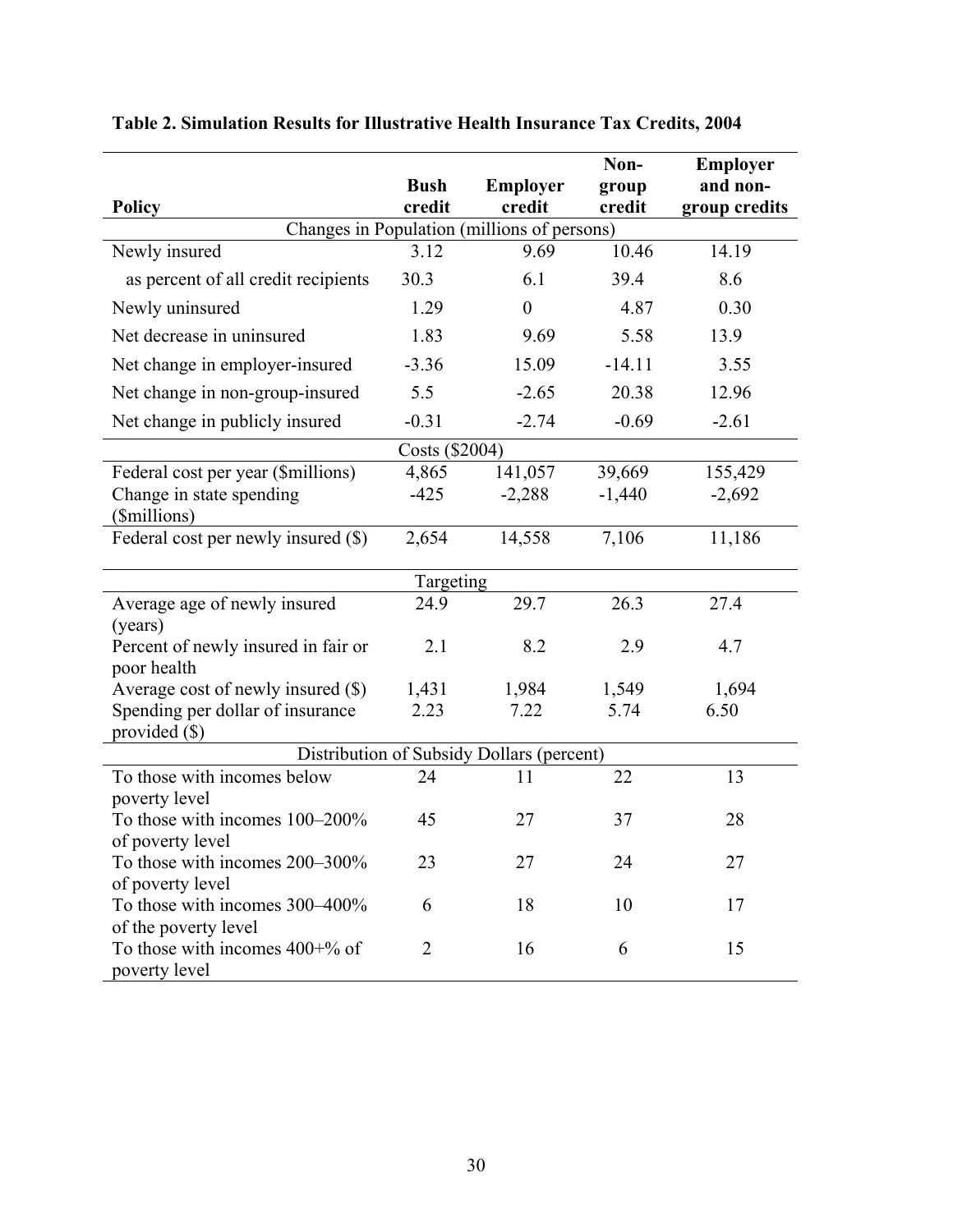**Table 2. Simulation Results for Illustrative Health Insurance Tax Credits, 2004**

| Policy | Bush credit | Employer credit | Non-group credit | Employer and non-group credits |
|---|---|---|---|---|
| Changes in Population (millions of persons) | | | | |
| Newly insured | 3.12 | 9.69 | 10.46 | 14.19 |
| as percent of all credit recipients | 30.3 | 6.1 | 39.4 | 8.6 |
| Newly uninsured | 1.29 | 0 | 4.87 | 0.30 |
| Net decrease in uninsured | 1.83 | 9.69 | 5.58 | 13.9 |
| Net change in employer-insured | -3.36 | 15.09 | -14.11 | 3.55 |
| Net change in non-group-insured | 5.5 | -2.65 | 20.38 | 12.96 |
| Net change in publicly insured | -0.31 | -2.74 | -0.69 | -2.61 |
| Costs ($2004) | | | | |
| Federal cost per year ($millions) | 4,865 | 141,057 | 39,669 | 155,429 |
| Change in state spending ($millions) | -425 | -2,288 | -1,440 | -2,692 |
| Federal cost per newly insured ($) | 2,654 | 14,558 | 7,106 | 11,186 |
| Targeting | | | | |
| Average age of newly insured (years) | 24.9 | 29.7 | 26.3 | 27.4 |
| Percent of newly insured in fair or poor health | 2.1 | 8.2 | 2.9 | 4.7 |
| Average cost of newly insured ($) | 1,431 | 1,984 | 1,549 | 1,694 |
| Spending per dollar of insurance provided ($) | 2.23 | 7.22 | 5.74 | 6.50 |
| Distribution of Subsidy Dollars (percent) | | | | |
| To those with incomes below poverty level | 24 | 11 | 22 | 13 |
| To those with incomes 100–200% of poverty level | 45 | 27 | 37 | 28 |
| To those with incomes 200–300% of poverty level | 23 | 27 | 24 | 27 |
| To those with incomes 300–400% of the poverty level | 6 | 18 | 10 | 17 |
| To those with incomes 400+% of poverty level | 2 | 16 | 6 | 15 |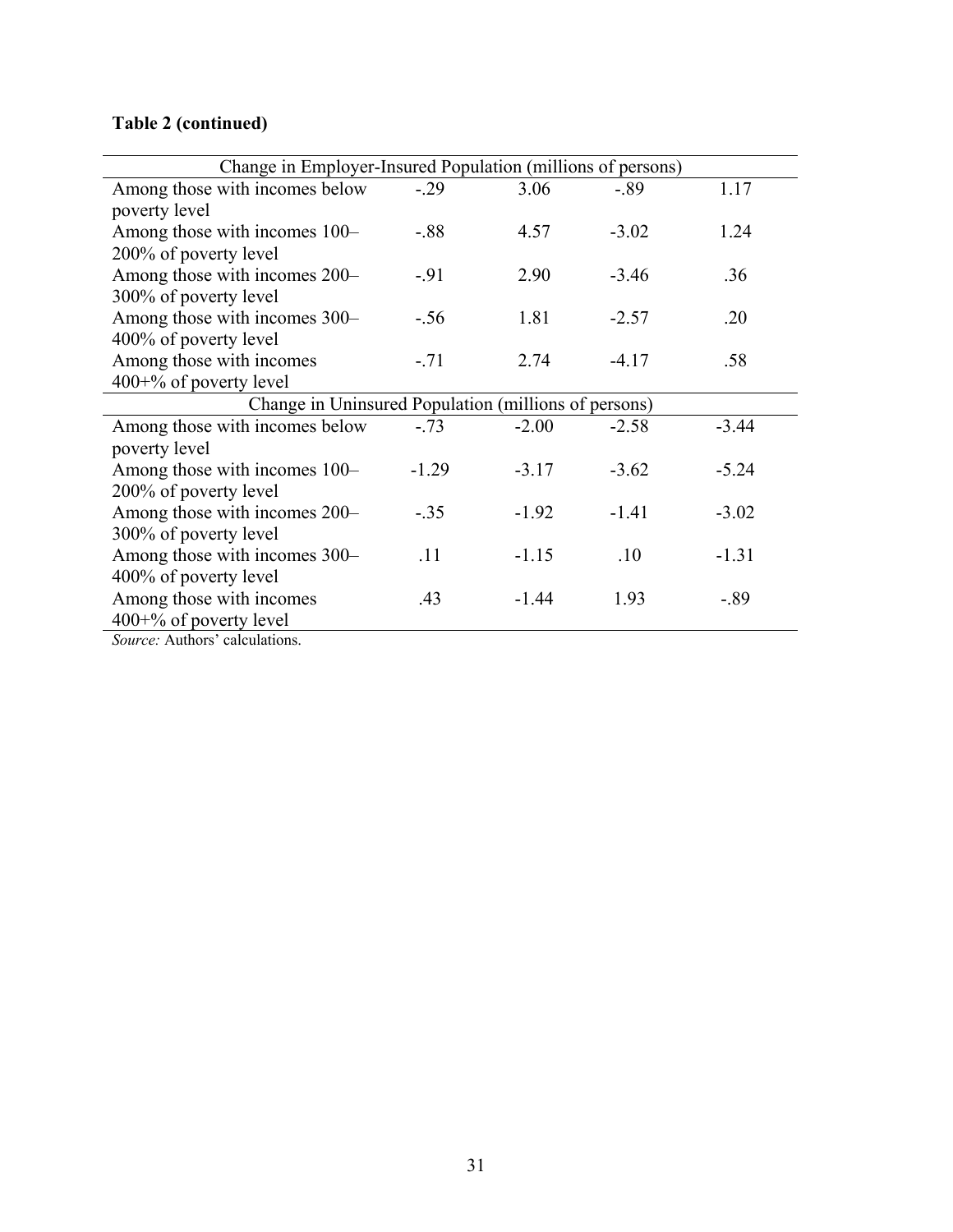**Table 2 (continued)**

| | | | | |
|---|---|---|---|---|
| Change in Employer-Insured Population (millions of persons) | | | | |
| Among those with incomes below poverty level | -.29 | 3.06 | -.89 | 1.17 |
| Among those with incomes 100–200% of poverty level | -.88 | 4.57 | -3.02 | 1.24 |
| Among those with incomes 200–300% of poverty level | -.91 | 2.90 | -3.46 | .36 |
| Among those with incomes 300–400% of poverty level | -.56 | 1.81 | -2.57 | .20 |
| Among those with incomes 400+% of poverty level | -.71 | 2.74 | -4.17 | .58 |
| Change in Uninsured Population (millions of persons) | | | | |
| Among those with incomes below poverty level | -.73 | -2.00 | -2.58 | -3.44 |
| Among those with incomes 100–200% of poverty level | -1.29 | -3.17 | -3.62 | -5.24 |
| Among those with incomes 200–300% of poverty level | -.35 | -1.92 | -1.41 | -3.02 |
| Among those with incomes 300–400% of poverty level | .11 | -1.15 | .10 | -1.31 |
| Among those with incomes 400+% of poverty level | .43 | -1.44 | 1.93 | -.89 |

*Source:* Authors' calculations.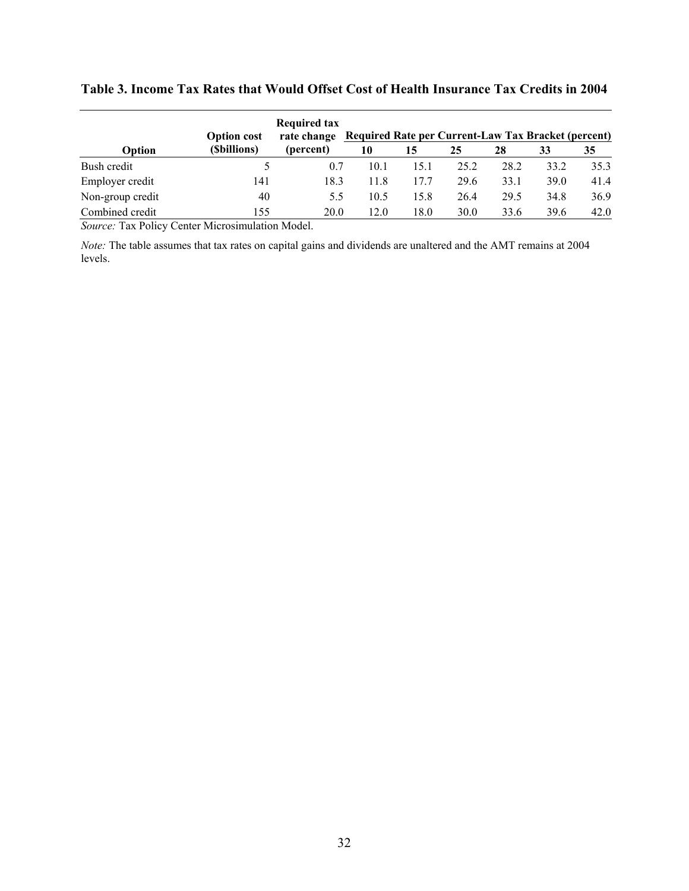**Table 3. Income Tax Rates that Would Offset Cost of Health Insurance Tax Credits in 2004**

| Option | Option cost ($billions) | Required tax rate change (percent) | Required Rate per Current-Law Tax Bracket (percent) | | | | | |
|---|---|---|---|---|---|---|---|---|
| | | | 10 | 15 | 25 | 28 | 33 | 35 |
| Bush credit | 5 | 0.7 | 10.1 | 15.1 | 25.2 | 28.2 | 33.2 | 35.3 |
| Employer credit | 141 | 18.3 | 11.8 | 17.7 | 29.6 | 33.1 | 39.0 | 41.4 |
| Non-group credit | 40 | 5.5 | 10.5 | 15.8 | 26.4 | 29.5 | 34.8 | 36.9 |
| Combined credit | 155 | 20.0 | 12.0 | 18.0 | 30.0 | 33.6 | 39.6 | 42.0 |

*Source:* Tax Policy Center Microsimulation Model.

*Note:* The table assumes that tax rates on capital gains and dividends are unaltered and the AMT remains at 2004 levels.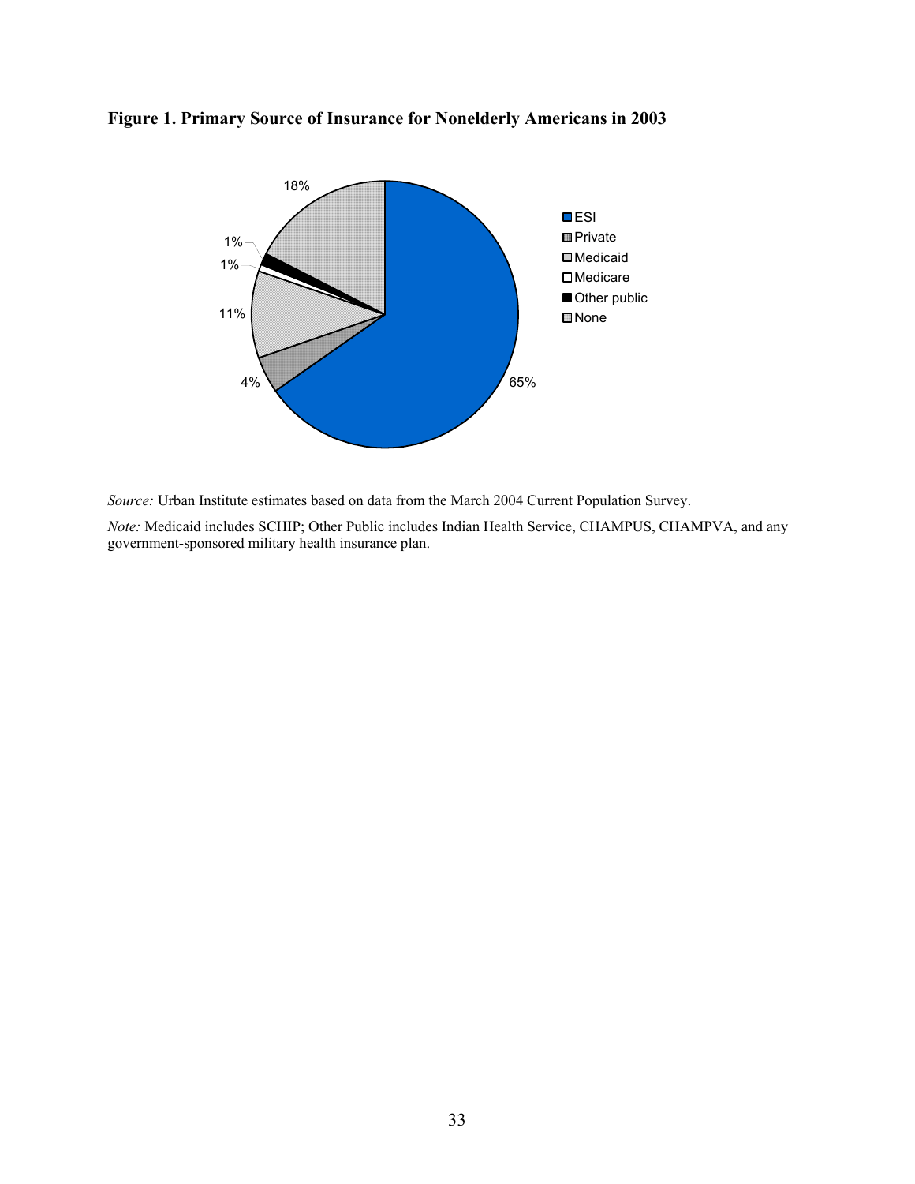**Figure 1. Primary Source of Insurance for Nonelderly Americans in 2003**

| Source | Percent |
| --- | --- |
| ESI | 65% |
| Private | 4% |
| Medicaid | 11% |
| Medicare | 1% |
| Other public | 1% |
| None | 18% |

*Source:* Urban Institute estimates based on data from the March 2004 Current Population Survey.

*Note:* Medicaid includes SCHIP; Other Public includes Indian Health Service, CHAMPUS, CHAMPVA, and any government-sponsored military health insurance plan.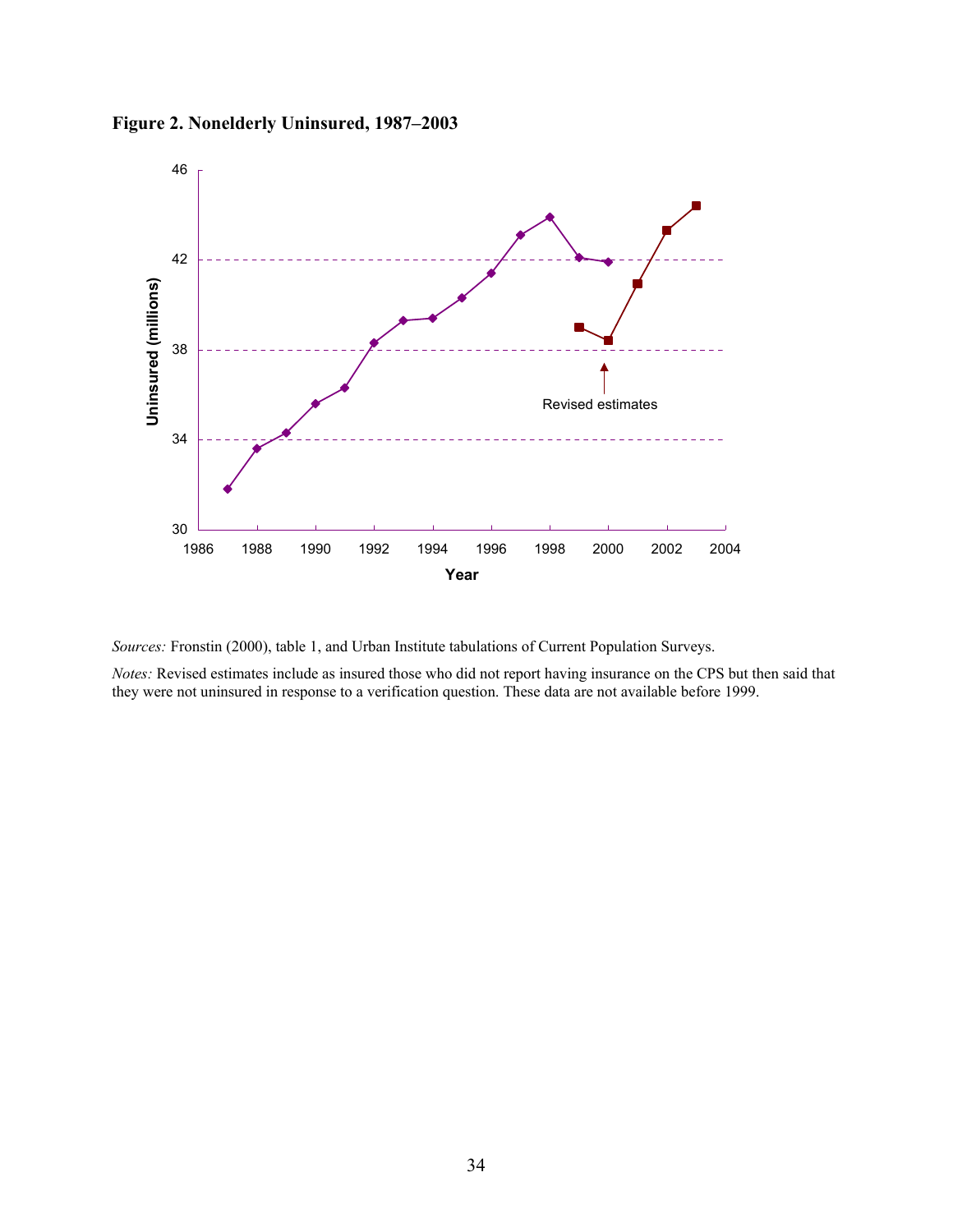**Figure 2. Nonelderly Uninsured, 1987–2003**

*Sources:* Fronstin (2000), table 1, and Urban Institute tabulations of Current Population Surveys.

*Notes:* Revised estimates include as insured those who did not report having insurance on the CPS but then said that they were not uninsured in response to a verification question. These data are not available before 1999.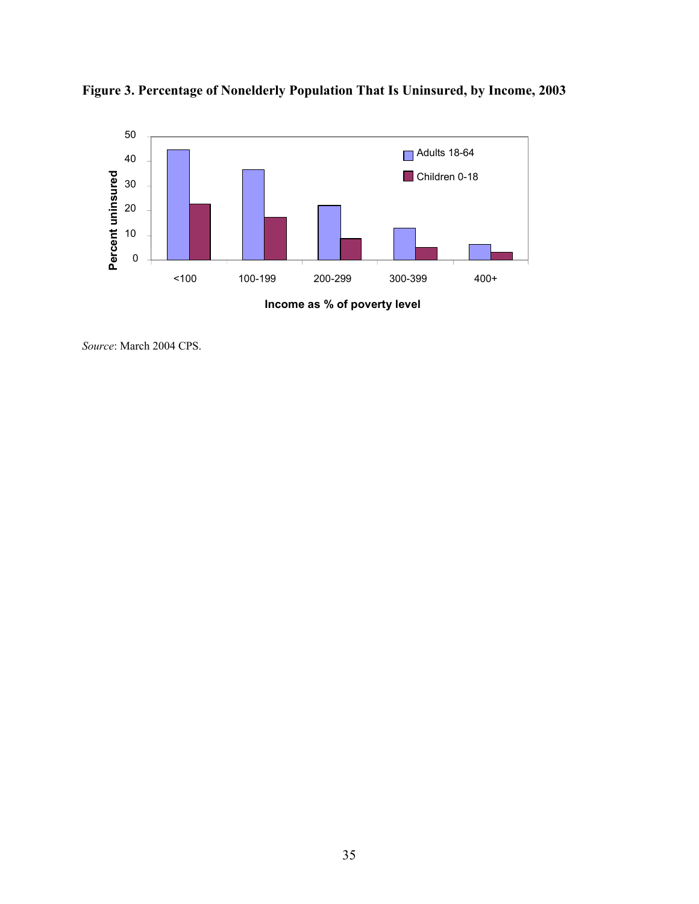**Figure 3. Percentage of Nonelderly Population That Is Uninsured, by Income, 2003**

*Source*: March 2004 CPS.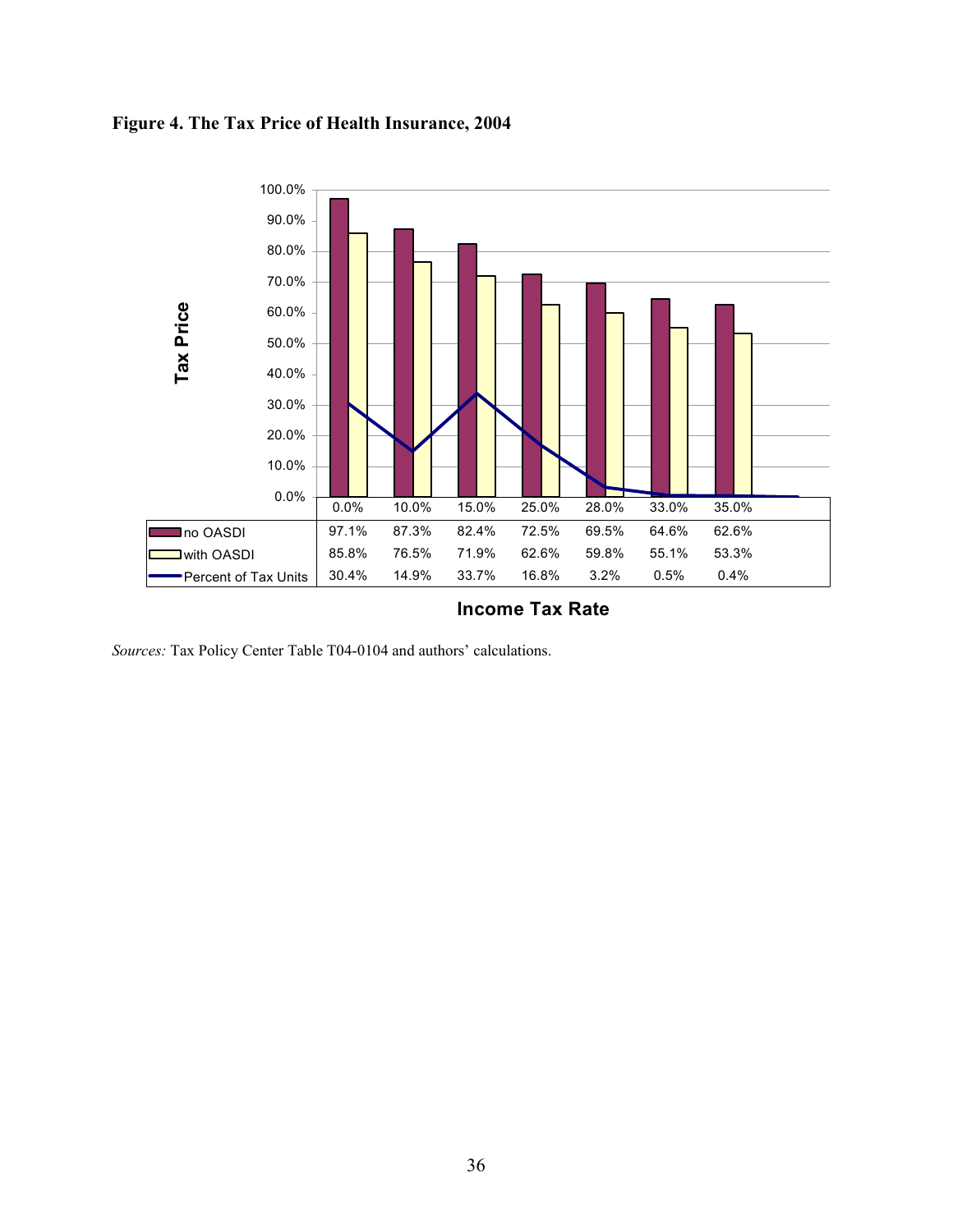**Figure 4. The Tax Price of Health Insurance, 2004**

| Income Tax Rate | 0.0% | 10.0% | 15.0% | 25.0% | 28.0% | 33.0% | 35.0% |
|---|---|---|---|---|---|---|---|
| no OASDI | 97.1% | 87.3% | 82.4% | 72.5% | 69.5% | 64.6% | 62.6% |
| with OASDI | 85.8% | 76.5% | 71.9% | 62.6% | 59.8% | 55.1% | 53.3% |
| Percent of Tax Units | 30.4% | 14.9% | 33.7% | 16.8% | 3.2% | 0.5% | 0.4% |

*Sources:* Tax Policy Center Table T04-0104 and authors' calculations.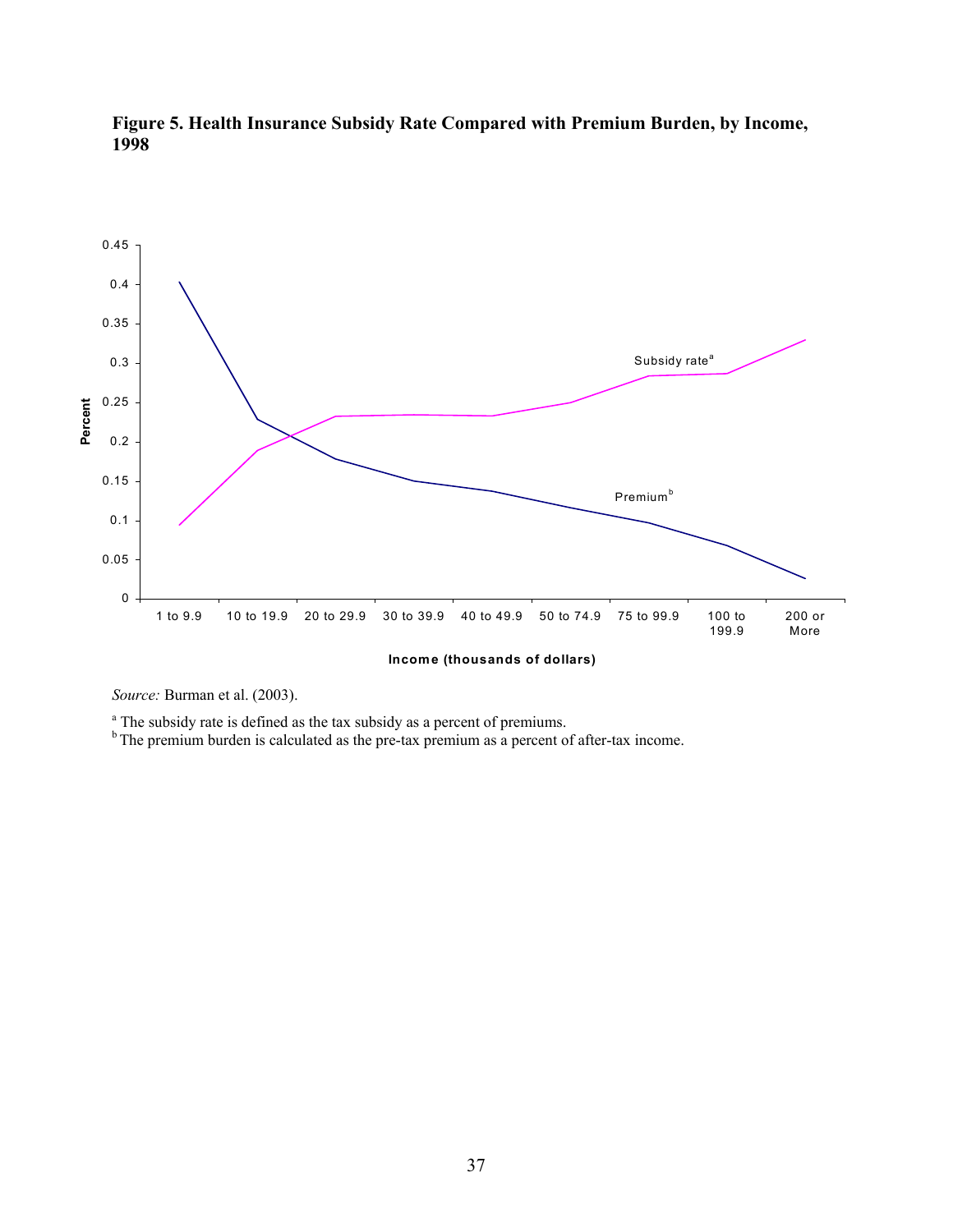**Figure 5. Health Insurance Subsidy Rate Compared with Premium Burden, by Income, 1998**

*Source:* Burman et al. (2003).

[a] The subsidy rate is defined as the tax subsidy as a percent of premiums.

[b] The premium burden is calculated as the pre-tax premium as a percent of after-tax income.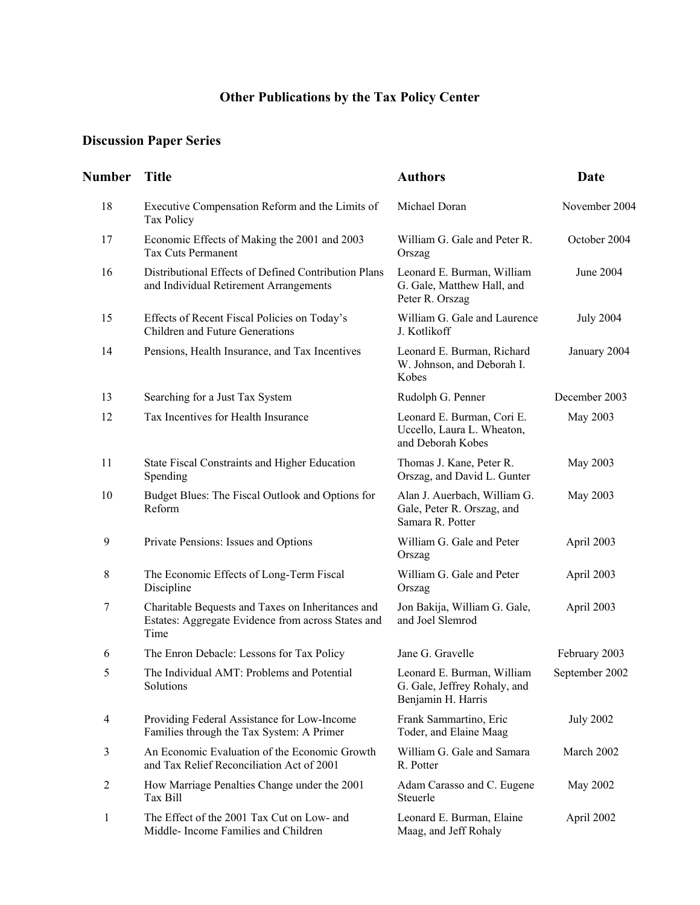# Other Publications by the Tax Policy Center

## Discussion Paper Series

| Number | Title | Authors | Date |
|---|---|---|---|
| 18 | Executive Compensation Reform and the Limits of Tax Policy | Michael Doran | November 2004 |
| 17 | Economic Effects of Making the 2001 and 2003 Tax Cuts Permanent | William G. Gale and Peter R. Orszag | October 2004 |
| 16 | Distributional Effects of Defined Contribution Plans and Individual Retirement Arrangements | Leonard E. Burman, William G. Gale, Matthew Hall, and Peter R. Orszag | June 2004 |
| 15 | Effects of Recent Fiscal Policies on Today's Children and Future Generations | William G. Gale and Laurence J. Kotlikoff | July 2004 |
| 14 | Pensions, Health Insurance, and Tax Incentives | Leonard E. Burman, Richard W. Johnson, and Deborah I. Kobes | January 2004 |
| 13 | Searching for a Just Tax System | Rudolph G. Penner | December 2003 |
| 12 | Tax Incentives for Health Insurance | Leonard E. Burman, Cori E. Uccello, Laura L. Wheaton, and Deborah Kobes | May 2003 |
| 11 | State Fiscal Constraints and Higher Education Spending | Thomas J. Kane, Peter R. Orszag, and David L. Gunter | May 2003 |
| 10 | Budget Blues: The Fiscal Outlook and Options for Reform | Alan J. Auerbach, William G. Gale, Peter R. Orszag, and Samara R. Potter | May 2003 |
| 9 | Private Pensions: Issues and Options | William G. Gale and Peter Orszag | April 2003 |
| 8 | The Economic Effects of Long-Term Fiscal Discipline | William G. Gale and Peter Orszag | April 2003 |
| 7 | Charitable Bequests and Taxes on Inheritances and Estates: Aggregate Evidence from across States and Time | Jon Bakija, William G. Gale, and Joel Slemrod | April 2003 |
| 6 | The Enron Debacle: Lessons for Tax Policy | Jane G. Gravelle | February 2003 |
| 5 | The Individual AMT: Problems and Potential Solutions | Leonard E. Burman, William G. Gale, Jeffrey Rohaly, and Benjamin H. Harris | September 2002 |
| 4 | Providing Federal Assistance for Low-Income Families through the Tax System: A Primer | Frank Sammartino, Eric Toder, and Elaine Maag | July 2002 |
| 3 | An Economic Evaluation of the Economic Growth and Tax Relief Reconciliation Act of 2001 | William G. Gale and Samara R. Potter | March 2002 |
| 2 | How Marriage Penalties Change under the 2001 Tax Bill | Adam Carasso and C. Eugene Steuerle | May 2002 |
| 1 | The Effect of the 2001 Tax Cut on Low- and Middle- Income Families and Children | Leonard E. Burman, Elaine Maag, and Jeff Rohaly | April 2002 |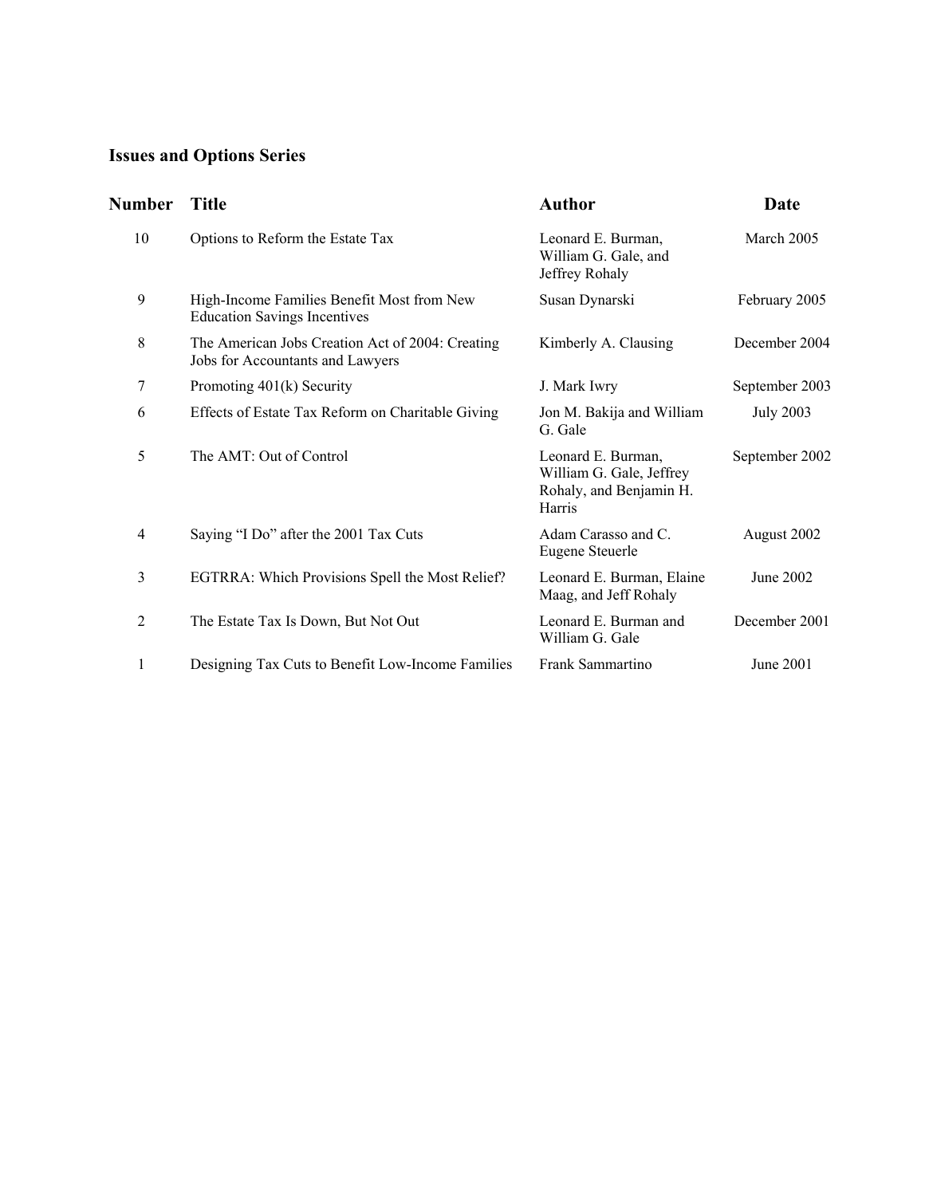## Issues and Options Series

| Number | Title | Author | Date |
|---|---|---|---|
| 10 | Options to Reform the Estate Tax | Leonard E. Burman, William G. Gale, and Jeffrey Rohaly | March 2005 |
| 9 | High-Income Families Benefit Most from New Education Savings Incentives | Susan Dynarski | February 2005 |
| 8 | The American Jobs Creation Act of 2004: Creating Jobs for Accountants and Lawyers | Kimberly A. Clausing | December 2004 |
| 7 | Promoting 401(k) Security | J. Mark Iwry | September 2003 |
| 6 | Effects of Estate Tax Reform on Charitable Giving | Jon M. Bakija and William G. Gale | July 2003 |
| 5 | The AMT: Out of Control | Leonard E. Burman, William G. Gale, Jeffrey Rohaly, and Benjamin H. Harris | September 2002 |
| 4 | Saying "I Do" after the 2001 Tax Cuts | Adam Carasso and C. Eugene Steuerle | August 2002 |
| 3 | EGTRRA: Which Provisions Spell the Most Relief? | Leonard E. Burman, Elaine Maag, and Jeff Rohaly | June 2002 |
| 2 | The Estate Tax Is Down, But Not Out | Leonard E. Burman and William G. Gale | December 2001 |
| 1 | Designing Tax Cuts to Benefit Low-Income Families | Frank Sammartino | June 2001 |